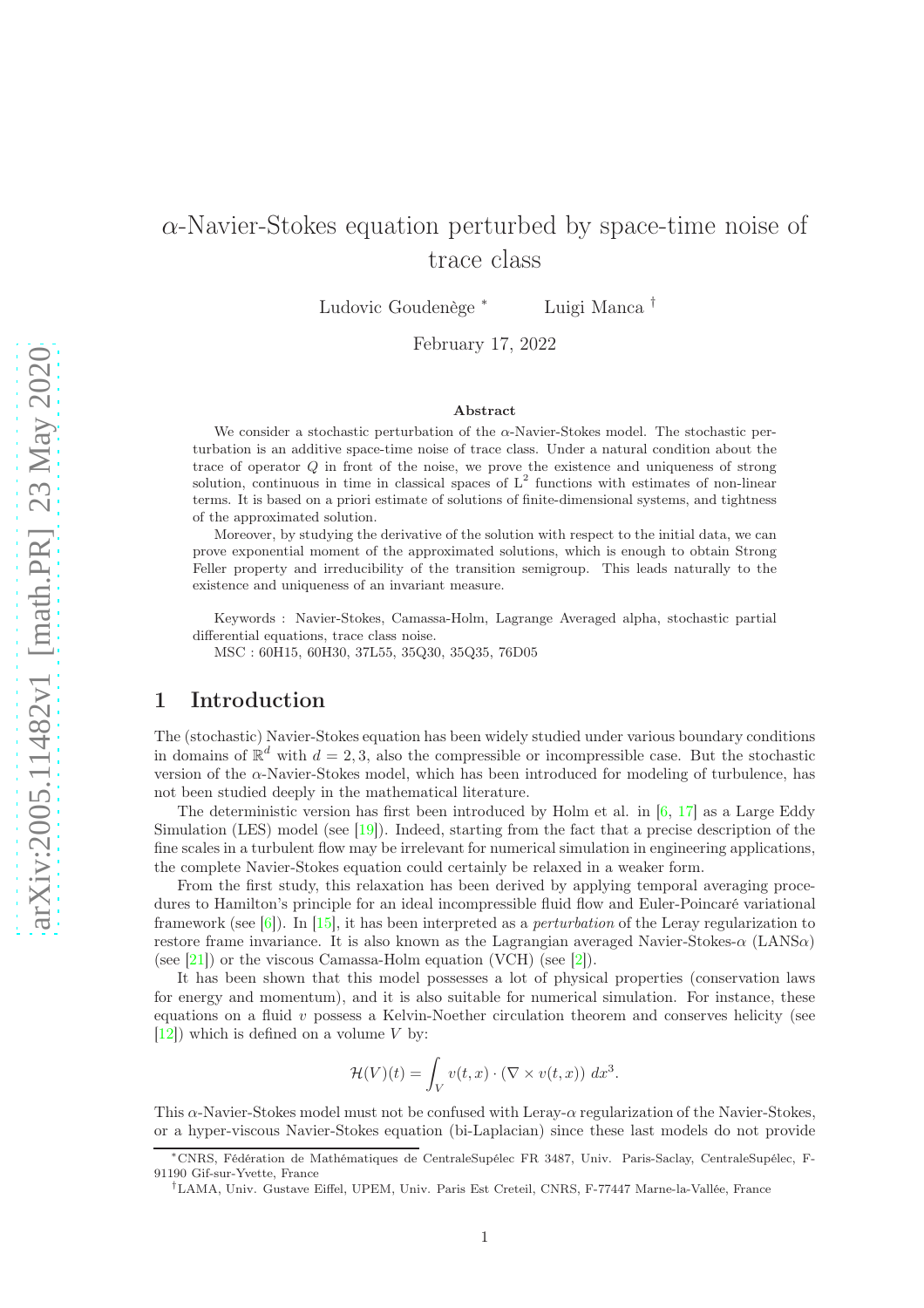# $\alpha$-Navier-Stokes equation perturbed by space-time noise of trace class

Ludovic Goudenège [*]    Luigi Manca [†]

February 17, 2022

### Abstract

We consider a stochastic perturbation of the $\alpha$-Navier-Stokes model. The stochastic perturbation is an additive space-time noise of trace class. Under a natural condition about the trace of operator $Q$ in front of the noise, we prove the existence and uniqueness of strong solution, continuous in time in classical spaces of $\mathrm{L}^2$ functions with estimates of non-linear terms. It is based on a priori estimate of solutions of finite-dimensional systems, and tightness of the approximated solution.

Moreover, by studying the derivative of the solution with respect to the initial data, we can prove exponential moment of the approximated solutions, which is enough to obtain Strong Feller property and irreducibility of the transition semigroup. This leads naturally to the existence and uniqueness of an invariant measure.

Keywords : Navier-Stokes, Camassa-Holm, Lagrange Averaged alpha, stochastic partial differential equations, trace class noise.

MSC : 60H15, 60H30, 37L55, 35Q30, 35Q35, 76D05

## 1 Introduction

The (stochastic) Navier-Stokes equation has been widely studied under various boundary conditions in domains of $\mathbb{R}^d$ with $d = 2, 3$, also the compressible or incompressible case. But the stochastic version of the $\alpha$-Navier-Stokes model, which has been introduced for modeling of turbulence, has not been studied deeply in the mathematical literature.

The deterministic version has first been introduced by Holm et al. in [6, 17] as a Large Eddy Simulation (LES) model (see [19]). Indeed, starting from the fact that a precise description of the fine scales in a turbulent flow may be irrelevant for numerical simulation in engineering applications, the complete Navier-Stokes equation could certainly be relaxed in a weaker form.

From the first study, this relaxation has been derived by applying temporal averaging procedures to Hamilton's principle for an ideal incompressible fluid flow and Euler-Poincaré variational framework (see [6]). In [15], it has been interpreted as a *perturbation* of the Leray regularization to restore frame invariance. It is also known as the Lagrangian averaged Navier-Stokes-$\alpha$ (LANS$\alpha$) (see [21]) or the viscous Camassa-Holm equation (VCH) (see [2]).

It has been shown that this model possesses a lot of physical properties (conservation laws for energy and momentum), and it is also suitable for numerical simulation. For instance, these equations on a fluid $v$ possess a Kelvin-Noether circulation theorem and conserves helicity (see [12]) which is defined on a volume $V$ by:

$$\mathcal{H}(V)(t) = \int_V v(t,x) \cdot (\nabla \times v(t,x)) \; dx^3.$$

This $\alpha$-Navier-Stokes model must not be confused with Leray-$\alpha$ regularization of the Navier-Stokes, or a hyper-viscous Navier-Stokes equation (bi-Laplacian) since these last models do not provide

[*] CNRS, Fédération de Mathématiques de CentraleSupélec FR 3487, Univ. Paris-Saclay, CentraleSupélec, F-91190 Gif-sur-Yvette, France

[†] LAMA, Univ. Gustave Eiffel, UPEM, Univ. Paris Est Creteil, CNRS, F-77447 Marne-la-Vallée, France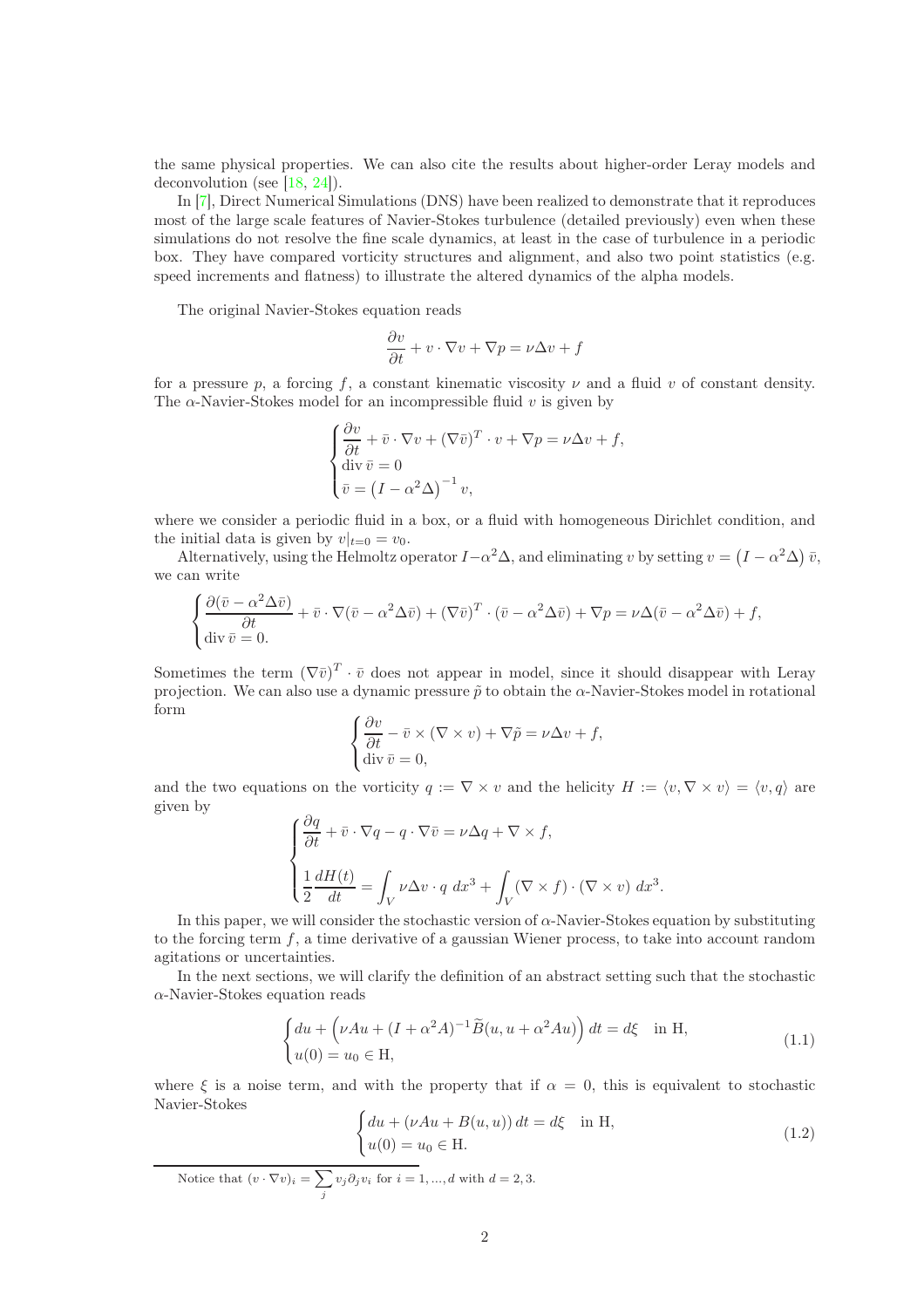the same physical properties. We can also cite the results about higher-order Leray models and deconvolution (see [18, 24]).

In [7], Direct Numerical Simulations (DNS) have been realized to demonstrate that it reproduces most of the large scale features of Navier-Stokes turbulence (detailed previously) even when these simulations do not resolve the fine scale dynamics, at least in the case of turbulence in a periodic box. They have compared vorticity structures and alignment, and also two point statistics (e.g. speed increments and flatness) to illustrate the altered dynamics of the alpha models.

The original Navier-Stokes equation reads

$$\frac{\partial v}{\partial t} + v \cdot \nabla v + \nabla p = \nu \Delta v + f$$

for a pressure $p$, a forcing $f$, a constant kinematic viscosity $\nu$ and a fluid $v$ of constant density. The $\alpha$-Navier-Stokes model for an incompressible fluid $v$ is given by

$$\begin{cases} \dfrac{\partial v}{\partial t} + \bar{v} \cdot \nabla v + (\nabla \bar{v})^T \cdot v + \nabla p = \nu \Delta v + f, \\ \operatorname{div} \bar{v} = 0 \\ \bar{v} = \left(I - \alpha^2 \Delta\right)^{-1} v, \end{cases}$$

where we consider a periodic fluid in a box, or a fluid with homogeneous Dirichlet condition, and the initial data is given by $v|_{t=0} = v_0$.

Alternatively, using the Helmoltz operator $I - \alpha^2 \Delta$, and eliminating $v$ by setting $v = \left(I - \alpha^2 \Delta\right) \bar{v}$, we can write

$$\begin{cases} \dfrac{\partial (\bar{v} - \alpha^2 \Delta \bar{v})}{\partial t} + \bar{v} \cdot \nabla (\bar{v} - \alpha^2 \Delta \bar{v}) + (\nabla \bar{v})^T \cdot (\bar{v} - \alpha^2 \Delta \bar{v}) + \nabla p = \nu \Delta (\bar{v} - \alpha^2 \Delta \bar{v}) + f, \\ \operatorname{div} \bar{v} = 0. \end{cases}$$

Sometimes the term $(\nabla \bar{v})^T \cdot \bar{v}$ does not appear in model, since it should disappear with Leray projection. We can also use a dynamic pressure $\tilde{p}$ to obtain the $\alpha$-Navier-Stokes model in rotational form

$$\begin{cases} \dfrac{\partial v}{\partial t} - \bar{v} \times (\nabla \times v) + \nabla \tilde{p} = \nu \Delta v + f, \\ \operatorname{div} \bar{v} = 0, \end{cases}$$

and the two equations on the vorticity $q := \nabla \times v$ and the helicity $H := \langle v, \nabla \times v \rangle = \langle v, q \rangle$ are given by

$$\begin{cases} \dfrac{\partial q}{\partial t} + \bar{v} \cdot \nabla q - q \cdot \nabla \bar{v} = \nu \Delta q + \nabla \times f, \\ \dfrac{1}{2} \dfrac{dH(t)}{dt} = \displaystyle\int_V \nu \Delta v \cdot q \; dx^3 + \int_V (\nabla \times f) \cdot (\nabla \times v) \; dx^3. \end{cases}$$

In this paper, we will consider the stochastic version of $\alpha$-Navier-Stokes equation by substituting to the forcing term $f$, a time derivative of a gaussian Wiener process, to take into account random agitations or uncertainties.

In the next sections, we will clarify the definition of an abstract setting such that the stochastic $\alpha$-Navier-Stokes equation reads

$$\begin{cases} du + \left(\nu A u + (I + \alpha^2 A)^{-1} \widetilde{B}(u, u + \alpha^2 A u)\right) dt = d\xi \quad \text{in H}, \\ u(0) = u_0 \in \text{H}, \end{cases} \tag{1.1}$$

where $\xi$ is a noise term, and with the property that if $\alpha = 0$, this is equivalent to stochastic Navier-Stokes

$$\begin{cases} du + (\nu A u + B(u, u)) \, dt = d\xi \quad \text{in H}, \\ u(0) = u_0 \in \text{H}. \end{cases} \tag{1.2}$$

Notice that $(v \cdot \nabla v)_i = \sum_j v_j \partial_j v_i$ for $i = 1, ..., d$ with $d = 2, 3$.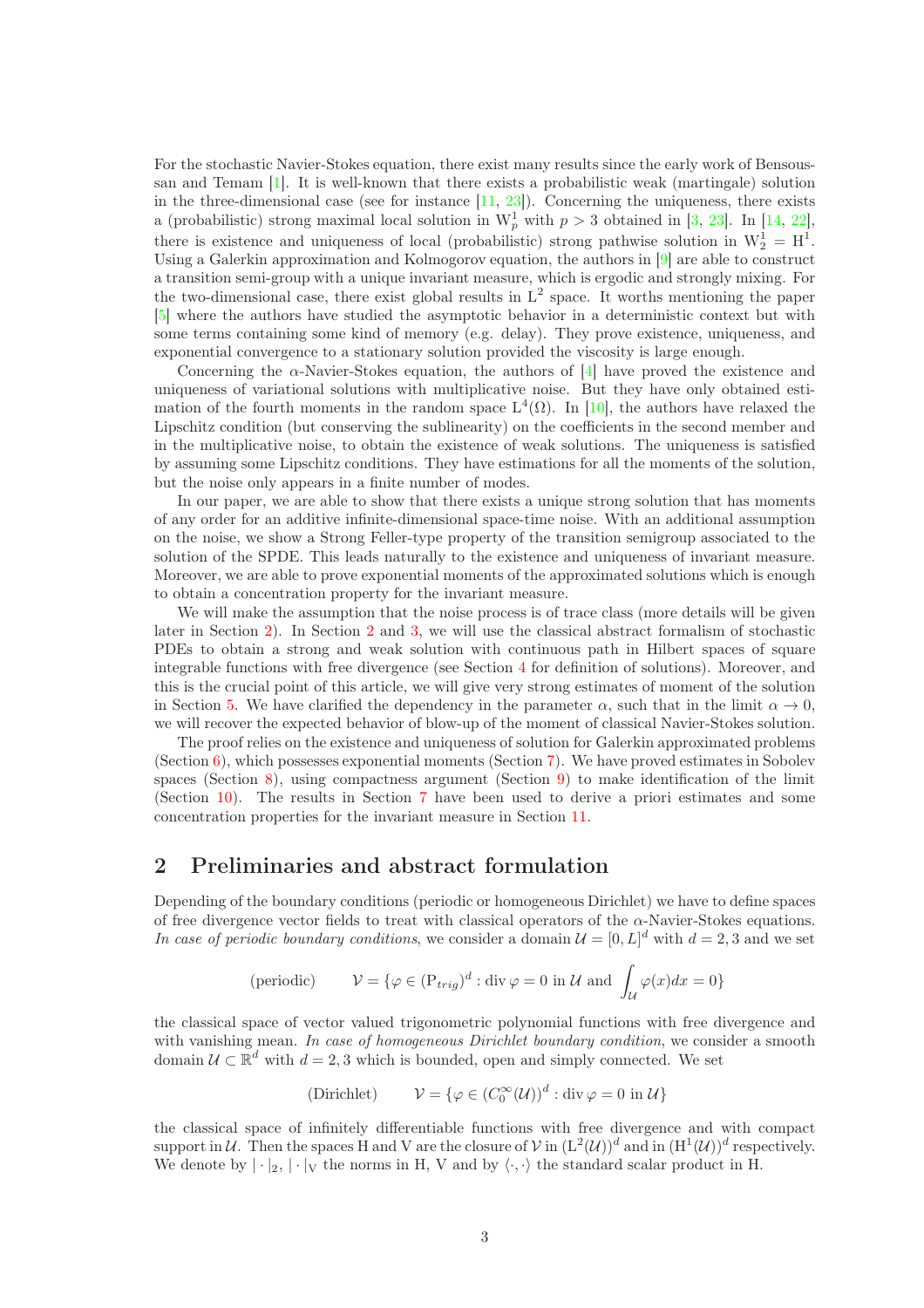For the stochastic Navier-Stokes equation, there exist many results since the early work of Bensoussan and Temam [1]. It is well-known that there exists a probabilistic weak (martingale) solution in the three-dimensional case (see for instance [11, 23]). Concerning the uniqueness, there exists a (probabilistic) strong maximal local solution in $\mathrm{W}^1_p$ with $p > 3$ obtained in [3, 23]. In [14, 22], there is existence and uniqueness of local (probabilistic) strong pathwise solution in $\mathrm{W}^1_2 = \mathrm{H}^1$. Using a Galerkin approximation and Kolmogorov equation, the authors in [9] are able to construct a transition semi-group with a unique invariant measure, which is ergodic and strongly mixing. For the two-dimensional case, there exist global results in $\mathrm{L}^2$ space. It worths mentioning the paper [5] where the authors have studied the asymptotic behavior in a deterministic context but with some terms containing some kind of memory (e.g. delay). They prove existence, uniqueness, and exponential convergence to a stationary solution provided the viscosity is large enough.

Concerning the $\alpha$-Navier-Stokes equation, the authors of [4] have proved the existence and uniqueness of variational solutions with multiplicative noise. But they have only obtained estimation of the fourth moments in the random space $\mathrm{L}^4(\Omega)$. In [10], the authors have relaxed the Lipschitz condition (but conserving the sublinearity) on the coefficients in the second member and in the multiplicative noise, to obtain the existence of weak solutions. The uniqueness is satisfied by assuming some Lipschitz conditions. They have estimations for all the moments of the solution, but the noise only appears in a finite number of modes.

In our paper, we are able to show that there exists a unique strong solution that has moments of any order for an additive infinite-dimensional space-time noise. With an additional assumption on the noise, we show a Strong Feller-type property of the transition semigroup associated to the solution of the SPDE. This leads naturally to the existence and uniqueness of invariant measure. Moreover, we are able to prove exponential moments of the approximated solutions which is enough to obtain a concentration property for the invariant measure.

We will make the assumption that the noise process is of trace class (more details will be given later in Section 2). In Section 2 and 3, we will use the classical abstract formalism of stochastic PDEs to obtain a strong and weak solution with continuous path in Hilbert spaces of square integrable functions with free divergence (see Section 4 for definition of solutions). Moreover, and this is the crucial point of this article, we will give very strong estimates of moment of the solution in Section 5. We have clarified the dependency in the parameter $\alpha$, such that in the limit $\alpha \to 0$, we will recover the expected behavior of blow-up of the moment of classical Navier-Stokes solution.

The proof relies on the existence and uniqueness of solution for Galerkin approximated problems (Section 6), which possesses exponential moments (Section 7). We have proved estimates in Sobolev spaces (Section 8), using compactness argument (Section 9) to make identification of the limit (Section 10). The results in Section 7 have been used to derive a priori estimates and some concentration properties for the invariant measure in Section 11.

## 2 Preliminaries and abstract formulation

Depending of the boundary conditions (periodic or homogeneous Dirichlet) we have to define spaces of free divergence vector fields to treat with classical operators of the $\alpha$-Navier-Stokes equations. *In case of periodic boundary conditions*, we consider a domain $\mathcal{U} = [0, L]^d$ with $d = 2, 3$ and we set

$$\text{(periodic)} \qquad \mathcal{V} = \{\varphi \in (\mathrm{P}_{trig})^d : \operatorname{div}\varphi = 0 \text{ in } \mathcal{U} \text{ and } \int_{\mathcal{U}} \varphi(x)dx = 0\}$$

the classical space of vector valued trigonometric polynomial functions with free divergence and with vanishing mean. *In case of homogeneous Dirichlet boundary condition*, we consider a smooth domain $\mathcal{U} \subset \mathbb{R}^d$ with $d = 2, 3$ which is bounded, open and simply connected. We set

$$\text{(Dirichlet)} \qquad \mathcal{V} = \{\varphi \in (C_0^\infty(\mathcal{U}))^d : \operatorname{div}\varphi = 0 \text{ in } \mathcal{U}\}$$

the classical space of infinitely differentiable functions with free divergence and with compact support in $\mathcal{U}$. Then the spaces H and V are the closure of $\mathcal{V}$ in $(\mathrm{L}^2(\mathcal{U}))^d$ and in $(\mathrm{H}^1(\mathcal{U}))^d$ respectively. We denote by $|\cdot|_2$, $|\cdot|_{\mathrm{V}}$ the norms in H, V and by $\langle\cdot,\cdot\rangle$ the standard scalar product in H.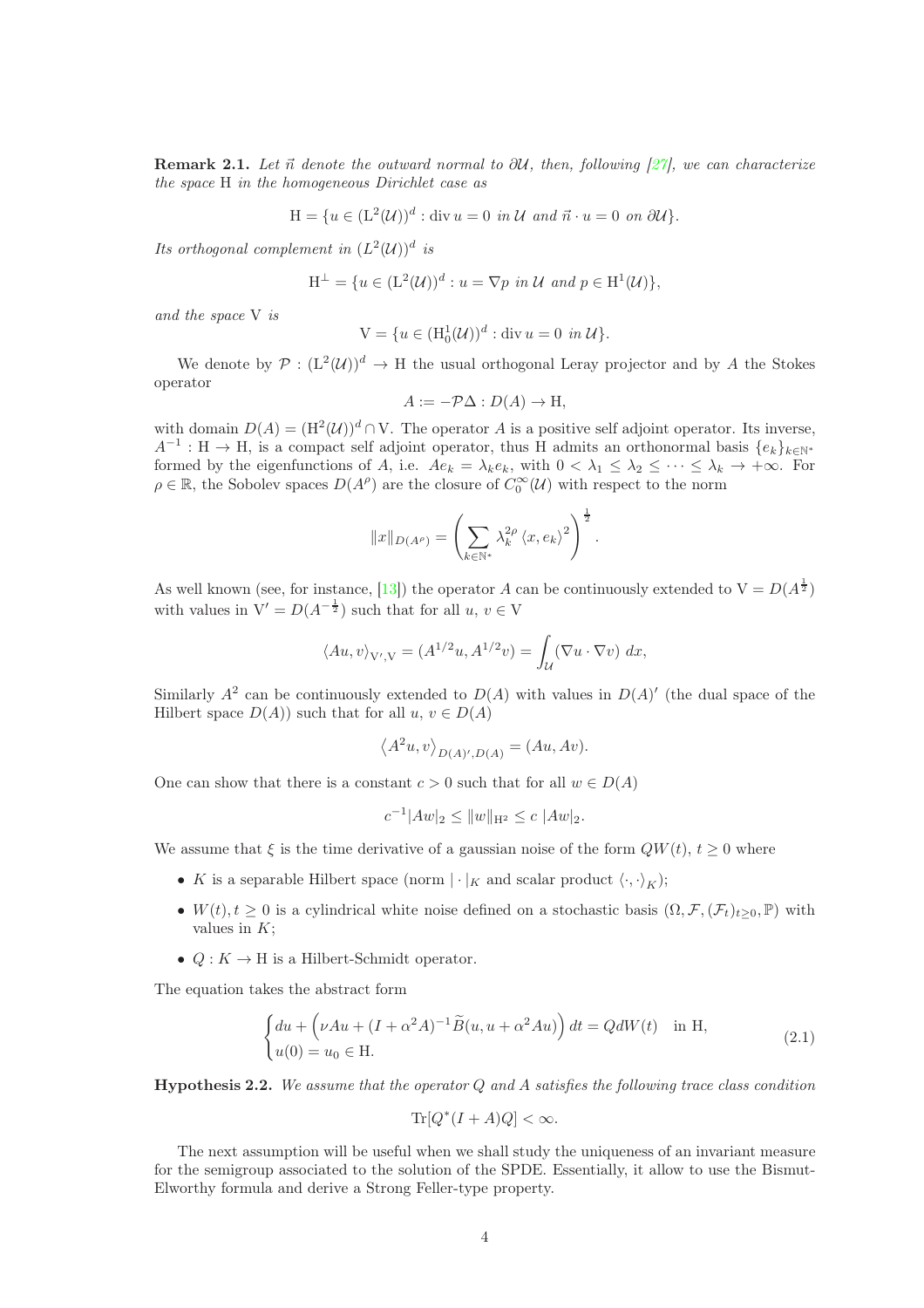**Remark 2.1.** *Let $\vec{n}$ denote the outward normal to $\partial\mathcal{U}$, then, following [27], we can characterize the space* H *in the homogeneous Dirichlet case as*

$$\mathrm{H} = \{u \in (\mathrm{L}^2(\mathcal{U}))^d : \operatorname{div} u = 0 \ \text{in } \mathcal{U} \text{ and } \vec{n} \cdot u = 0 \ \text{on } \partial\mathcal{U}\}.$$

*Its orthogonal complement in $(L^2(\mathcal{U}))^d$ is*

$$\mathrm{H}^{\perp} = \{u \in (\mathrm{L}^2(\mathcal{U}))^d : u = \nabla p \ \text{in } \mathcal{U} \text{ and } p \in \mathrm{H}^1(\mathcal{U})\},$$

*and the space* V *is*

$$\mathrm{V} = \{u \in (\mathrm{H}^1_0(\mathcal{U}))^d : \operatorname{div} u = 0 \ \text{in } \mathcal{U}\}.$$

We denote by $\mathcal{P} : (\mathrm{L}^2(\mathcal{U}))^d \to \mathrm{H}$ the usual orthogonal Leray projector and by $A$ the Stokes operator

$$A := -\mathcal{P}\Delta : D(A) \to \mathrm{H},$$

with domain $D(A) = (\mathrm{H}^2(\mathcal{U}))^d \cap \mathrm{V}$. The operator $A$ is a positive self adjoint operator. Its inverse, $A^{-1} : \mathrm{H} \to \mathrm{H}$, is a compact self adjoint operator, thus H admits an orthonormal basis $\{e_k\}_{k\in\mathbb{N}^*}$ formed by the eigenfunctions of $A$, i.e. $Ae_k = \lambda_k e_k$, with $0 < \lambda_1 \leq \lambda_2 \leq \cdots \leq \lambda_k \to +\infty$. For $\rho \in \mathbb{R}$, the Sobolev spaces $D(A^\rho)$ are the closure of $C_0^\infty(\mathcal{U})$ with respect to the norm

$$\|x\|_{D(A^\rho)} = \left(\sum_{k\in\mathbb{N}^*} \lambda_k^{2\rho} \langle x, e_k\rangle^2\right)^{\frac{1}{2}}.$$

As well known (see, for instance, [13]) the operator $A$ can be continuously extended to $\mathrm{V} = D(A^{\frac{1}{2}})$ with values in $\mathrm{V}' = D(A^{-\frac{1}{2}})$ such that for all $u, v \in \mathrm{V}$

$$\langle Au, v\rangle_{\mathrm{V}',\mathrm{V}} = (A^{1/2}u, A^{1/2}v) = \int_{\mathcal{U}} (\nabla u \cdot \nabla v)\, dx,$$

Similarly $A^2$ can be continuously extended to $D(A)$ with values in $D(A)'$ (the dual space of the Hilbert space $D(A)$) such that for all $u, v \in D(A)$

$$\left\langle A^2 u, v\right\rangle_{D(A)',D(A)} = (Au, Av).$$

One can show that there is a constant $c > 0$ such that for all $w \in D(A)$

$$c^{-1}|Aw|_2 \leq \|w\|_{\mathrm{H}^2} \leq c\,|Aw|_2.$$

We assume that $\xi$ is the time derivative of a gaussian noise of the form $QW(t)$, $t \geq 0$ where

- $K$ is a separable Hilbert space (norm $|\cdot|_K$ and scalar product $\langle\cdot,\cdot\rangle_K$);
- $W(t), t \geq 0$ is a cylindrical white noise defined on a stochastic basis $(\Omega, \mathcal{F}, (\mathcal{F}_t)_{t\geq 0}, \mathbb{P})$ with values in $K$;
- $Q : K \to \mathrm{H}$ is a Hilbert-Schmidt operator.

The equation takes the abstract form

$$\begin{cases} du + \left(\nu A u + (I + \alpha^2 A)^{-1}\widetilde{B}(u, u + \alpha^2 A u)\right) dt = Q dW(t) \quad \text{in H}, \\ u(0) = u_0 \in \mathrm{H}. \end{cases} \tag{2.1}$$

**Hypothesis 2.2.** *We assume that the operator $Q$ and $A$ satisfies the following trace class condition*

$$\operatorname{Tr}[Q^*(I + A)Q] < \infty.$$

The next assumption will be useful when we shall study the uniqueness of an invariant measure for the semigroup associated to the solution of the SPDE. Essentially, it allow to use the Bismut-Elworthy formula and derive a Strong Feller-type property.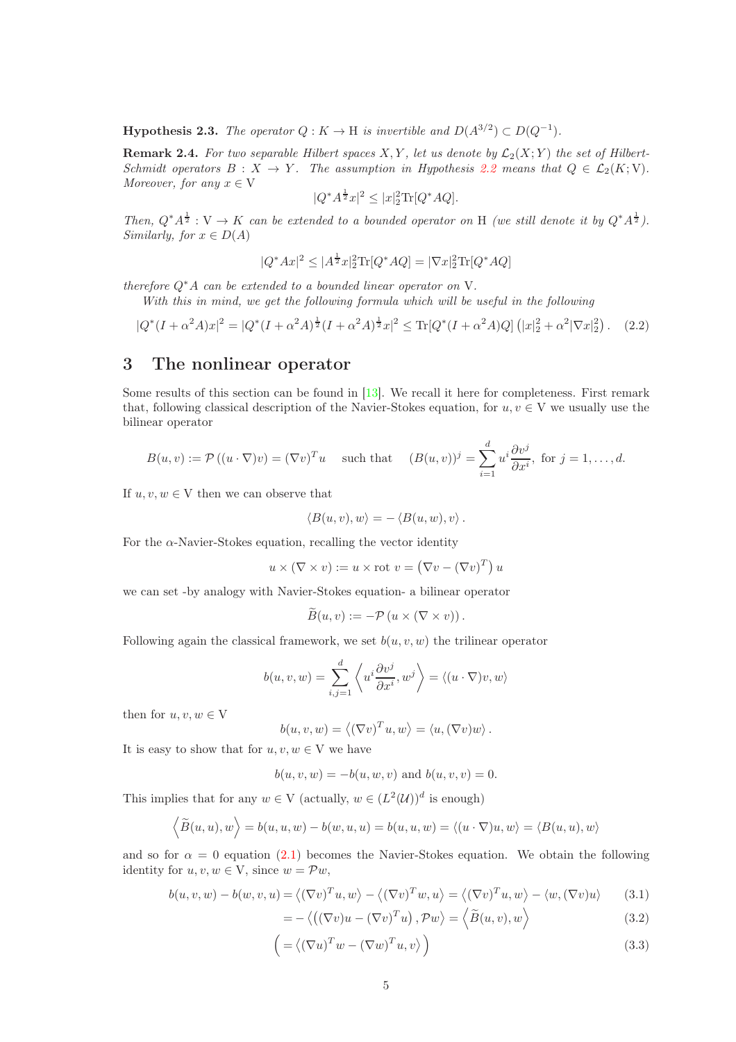**Hypothesis 2.3.** *The operator $Q : K \to \mathrm{H}$ is invertible and $D(A^{3/2}) \subset D(Q^{-1})$.*

**Remark 2.4.** *For two separable Hilbert spaces $X, Y$, let us denote by $\mathcal{L}_2(X;Y)$ the set of Hilbert-Schmidt operators $B : X \to Y$. The assumption in Hypothesis 2.2 means that $Q \in \mathcal{L}_2(K; \mathrm{V})$. Moreover, for any $x \in \mathrm{V}$*

$$|Q^* A^{\frac{1}{2}} x|^2 \leq |x|_2^2 \mathrm{Tr}[Q^* A Q].$$

*Then, $Q^* A^{\frac{1}{2}} : \mathrm{V} \to K$ can be extended to a bounded operator on $\mathrm{H}$ (we still denote it by $Q^* A^{\frac{1}{2}}$). Similarly, for $x \in D(A)$*

$$|Q^* A x|^2 \leq |A^{\frac{1}{2}} x|_2^2 \mathrm{Tr}[Q^* A Q] = |\nabla x|_2^2 \mathrm{Tr}[Q^* A Q]$$

*therefore $Q^* A$ can be extended to a bounded linear operator on $\mathrm{V}$.*

*With this in mind, we get the following formula which will be useful in the following*

$$|Q^*(I + \alpha^2 A)x|^2 = |Q^*(I + \alpha^2 A)^{\frac{1}{2}} (I + \alpha^2 A)^{\frac{1}{2}} x|^2 \leq \mathrm{Tr}[Q^*(I + \alpha^2 A)Q] \left(|x|_2^2 + \alpha^2 |\nabla x|_2^2\right). \quad (2.2)$$

# 3 The nonlinear operator

Some results of this section can be found in [13]. We recall it here for completeness. First remark that, following classical description of the Navier-Stokes equation, for $u, v \in \mathrm{V}$ we usually use the bilinear operator

$$B(u,v) := \mathcal{P}\left((u \cdot \nabla)v\right) = (\nabla v)^T u \quad \text{ such that } \quad (B(u,v))^j = \sum_{i=1}^d u^i \frac{\partial v^j}{\partial x^i}, \text{ for } j = 1, \ldots, d.$$

If $u, v, w \in \mathrm{V}$ then we can observe that

$$\langle B(u,v), w \rangle = -\langle B(u,w), v \rangle.$$

For the $\alpha$-Navier-Stokes equation, recalling the vector identity

$$u \times (\nabla \times v) := u \times \mathrm{rot}\ v = \left(\nabla v - (\nabla v)^T\right) u$$

we can set -by analogy with Navier-Stokes equation- a bilinear operator

$$\widetilde{B}(u,v) := -\mathcal{P}\left(u \times (\nabla \times v)\right).$$

Following again the classical framework, we set $b(u,v,w)$ the trilinear operator

$$b(u,v,w) = \sum_{i,j=1}^d \left\langle u^i \frac{\partial v^j}{\partial x^i}, w^j \right\rangle = \langle (u \cdot \nabla) v, w \rangle$$

then for $u, v, w \in \mathrm{V}$

$$b(u,v,w) = \left\langle (\nabla v)^T u, w \right\rangle = \langle u, (\nabla v) w \rangle.$$

It is easy to show that for $u, v, w \in \mathrm{V}$ we have

$$b(u,v,w) = -b(u,w,v) \text{ and } b(u,v,v) = 0.$$

This implies that for any $w \in \mathrm{V}$ (actually, $w \in (L^2(\mathcal{U}))^d$ is enough)

$$\left\langle \widetilde{B}(u,u), w \right\rangle = b(u,u,w) - b(w,u,u) = b(u,u,w) = \langle (u \cdot \nabla)u, w \rangle = \langle B(u,u), w \rangle$$

and so for $\alpha = 0$ equation (2.1) becomes the Navier-Stokes equation. We obtain the following identity for $u, v, w \in \mathrm{V}$, since $w = \mathcal{P}w$,

$$b(u,v,w) - b(w,v,u) = \left\langle (\nabla v)^T u, w \right\rangle - \left\langle (\nabla v)^T w, u \right\rangle = \left\langle (\nabla v)^T u, w \right\rangle - \langle w, (\nabla v) u \rangle \quad (3.1)$$

$$= -\left\langle \left((\nabla v) u - (\nabla v)^T u\right), \mathcal{P} w \right\rangle = \left\langle \widetilde{B}(u,v), w \right\rangle \quad (3.2)$$

$$\left( = \left\langle (\nabla u)^T w - (\nabla w)^T u, v \right\rangle \right) \quad (3.3)$$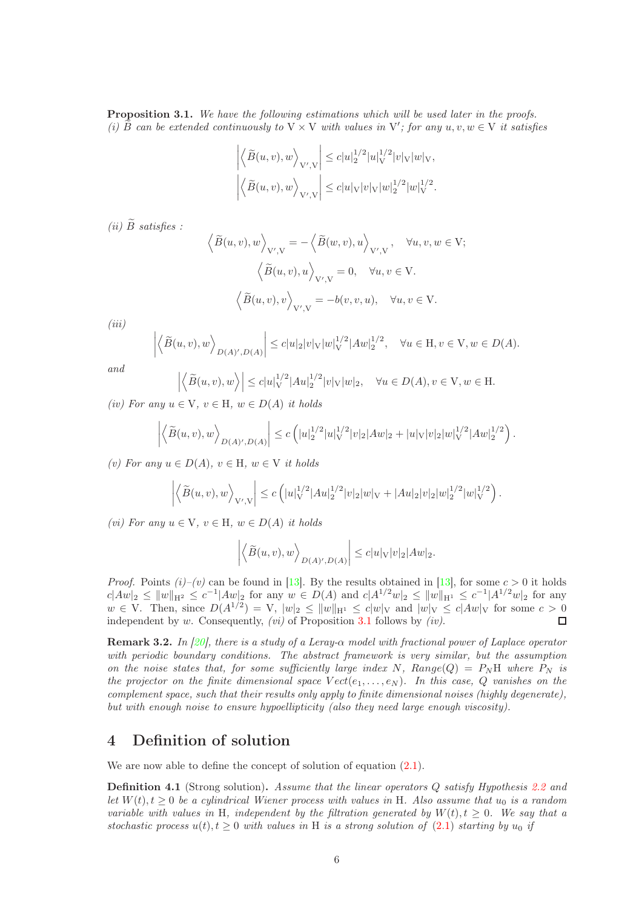**Proposition 3.1.** *We have the following estimations which will be used later in the proofs.*
*(i) $\widetilde{B}$ can be extended continuously to $\mathrm{V} \times \mathrm{V}$ with values in $\mathrm{V}'$; for any $u, v, w \in \mathrm{V}$ it satisfies*

$$
\left| \left\langle \widetilde{B}(u,v), w \right\rangle_{\mathrm{V}',\mathrm{V}} \right| \leq c|u|_2^{1/2} |u|_{\mathrm{V}}^{1/2} |v|_{\mathrm{V}} |w|_{\mathrm{V}},
$$

$$
\left| \left\langle \widetilde{B}(u,v), w \right\rangle_{\mathrm{V}',\mathrm{V}} \right| \leq c|u|_{\mathrm{V}} |v|_{\mathrm{V}} |w|_2^{1/2} |w|_{\mathrm{V}}^{1/2}.
$$

*(ii) $\widetilde{B}$ satisfies :*

$$
\left\langle \widetilde{B}(u,v), w \right\rangle_{\mathrm{V}',\mathrm{V}} = - \left\langle \widetilde{B}(w,v), u \right\rangle_{\mathrm{V}',\mathrm{V}}, \quad \forall u, v, w \in \mathrm{V};
$$

$$
\left\langle \widetilde{B}(u,v), u \right\rangle_{\mathrm{V}',\mathrm{V}} = 0, \quad \forall u, v \in \mathrm{V}.
$$

$$
\left\langle \widetilde{B}(u,v), v \right\rangle_{\mathrm{V}',\mathrm{V}} = -b(v,v,u), \quad \forall u, v \in \mathrm{V}.
$$

*(iii)*

$$
\left| \left\langle \widetilde{B}(u,v), w \right\rangle_{D(A)',D(A)} \right| \leq c|u|_2 |v|_{\mathrm{V}} |w|_{\mathrm{V}}^{1/2} |Aw|_2^{1/2}, \quad \forall u \in \mathrm{H}, v \in \mathrm{V}, w \in D(A).
$$

*and*

$$
\left| \left\langle \widetilde{B}(u,v), w \right\rangle \right| \leq c|u|_{\mathrm{V}}^{1/2} |Au|_2^{1/2} |v|_{\mathrm{V}} |w|_2, \quad \forall u \in D(A), v \in \mathrm{V}, w \in \mathrm{H}.
$$

*(iv) For any $u \in \mathrm{V}$, $v \in \mathrm{H}$, $w \in D(A)$ it holds*

$$
\left| \left\langle \widetilde{B}(u,v), w \right\rangle_{D(A)',D(A)} \right| \leq c \left( |u|_2^{1/2} |u|_{\mathrm{V}}^{1/2} |v|_2 |Aw|_2 + |u|_{\mathrm{V}} |v|_2 |w|_{\mathrm{V}}^{1/2} |Aw|_2^{1/2} \right).
$$

*(v) For any $u \in D(A)$, $v \in \mathrm{H}$, $w \in \mathrm{V}$ it holds*

$$
\left| \left\langle \widetilde{B}(u,v), w \right\rangle_{\mathrm{V}',\mathrm{V}} \right| \leq c \left( |u|_{\mathrm{V}}^{1/2} |Au|_2^{1/2} |v|_2 |w|_{\mathrm{V}} + |Au|_2 |v|_2 |w|_2^{1/2} |w|_{\mathrm{V}}^{1/2} \right).
$$

*(vi) For any $u \in \mathrm{V}$, $v \in \mathrm{H}$, $w \in D(A)$ it holds*

$$
\left| \left\langle \widetilde{B}(u,v), w \right\rangle_{D(A)',D(A)} \right| \leq c|u|_{\mathrm{V}} |v|_2 |Aw|_2.
$$

*Proof.* Points *(i)–(v)* can be found in [13]. By the results obtained in [13], for some $c > 0$ it holds $c|Aw|_2 \leq \|w\|_{\mathrm{H}^2} \leq c^{-1}|Aw|_2$ for any $w \in D(A)$ and $c|A^{1/2}w|_2 \leq \|w\|_{\mathrm{H}^1} \leq c^{-1}|A^{1/2}w|_2$ for any $w \in \mathrm{V}$. Then, since $D(A^{1/2}) = \mathrm{V}$, $|w|_2 \leq \|w\|_{\mathrm{H}^1} \leq c|w|_{\mathrm{V}}$ and $|w|_{\mathrm{V}} \leq c|Aw|_{\mathrm{V}}$ for some $c > 0$ independent by $w$. Consequently, *(vi)* of Proposition 3.1 follows by *(iv)*. ☐

**Remark 3.2.** *In [20], there is a study of a Leray-$\alpha$ model with fractional power of Laplace operator with periodic boundary conditions. The abstract framework is very similar, but the assumption on the noise states that, for some sufficiently large index $N$, $Range(Q) = P_N\mathrm{H}$ where $P_N$ is the projector on the finite dimensional space $Vect(e_1, \ldots, e_N)$. In this case, $Q$ vanishes on the complement space, such that their results only apply to finite dimensional noises (highly degenerate), but with enough noise to ensure hypoellipticity (also they need large enough viscosity).*

# 4 Definition of solution

We are now able to define the concept of solution of equation (2.1).

**Definition 4.1** (Strong solution). *Assume that the linear operators $Q$ satisfy Hypothesis 2.2 and let $W(t), t \geq 0$ be a cylindrical Wiener process with values in $\mathrm{H}$. Also assume that $u_0$ is a random variable with values in $\mathrm{H}$, independent by the filtration generated by $W(t), t \geq 0$. We say that a stochastic process $u(t), t \geq 0$ with values in $\mathrm{H}$ is a strong solution of (2.1) starting by $u_0$ if*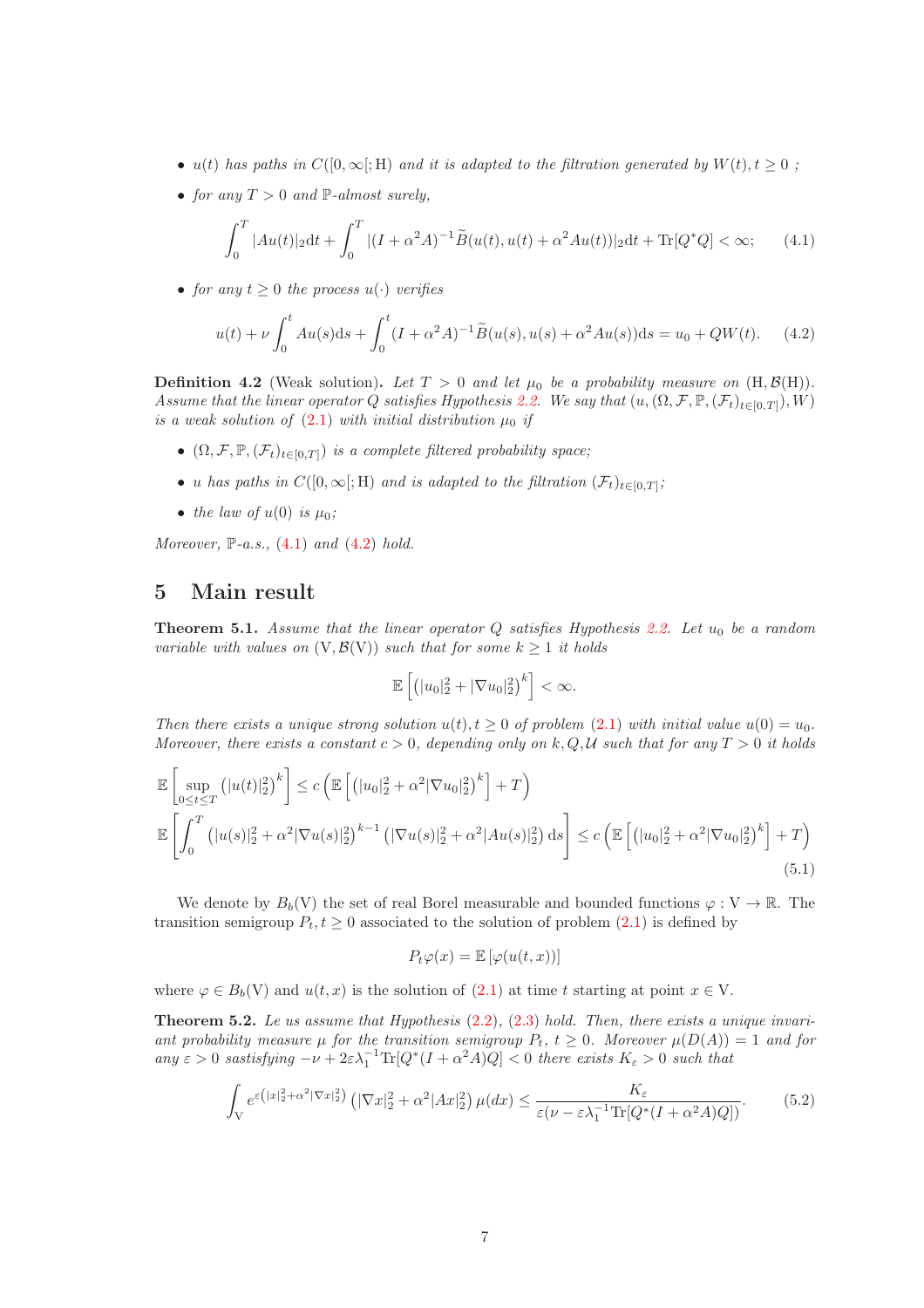- *$u(t)$ has paths in $C([0,\infty[;\mathrm{H})$ and it is adapted to the filtration generated by $W(t), t \geq 0$ ;*
- *for any $T > 0$ and $\mathbb{P}$-almost surely,*

$$\int_0^T |Au(t)|_2 \mathrm{d}t + \int_0^T |(I+\alpha^2 A)^{-1}\widetilde{B}(u(t), u(t)+\alpha^2 Au(t))|_2 \mathrm{d}t + \mathrm{Tr}[Q^*Q] < \infty; \tag{4.1}$$

- *for any $t \geq 0$ the process $u(\cdot)$ verifies*

$$u(t) + \nu \int_0^t Au(s)\mathrm{d}s + \int_0^t (I+\alpha^2 A)^{-1}\widetilde{B}(u(s), u(s)+\alpha^2 Au(s))\mathrm{d}s = u_0 + QW(t). \tag{4.2}$$

**Definition 4.2** (Weak solution)**.** *Let $T > 0$ and let $\mu_0$ be a probability measure on $(\mathrm{H}, \mathcal{B}(\mathrm{H}))$. Assume that the linear operator $Q$ satisfies Hypothesis 2.2. We say that $(u, (\Omega, \mathcal{F}, \mathbb{P}, (\mathcal{F}_t)_{t\in[0,T]}), W)$ is a weak solution of (2.1) with initial distribution $\mu_0$ if*

- *$(\Omega, \mathcal{F}, \mathbb{P}, (\mathcal{F}_t)_{t\in[0,T]})$ is a complete filtered probability space;*
- *$u$ has paths in $C([0,\infty[;\mathrm{H})$ and is adapted to the filtration $(\mathcal{F}_t)_{t\in[0,T]}$;*
- *the law of $u(0)$ is $\mu_0$;*

*Moreover, $\mathbb{P}$-a.s., (4.1) and (4.2) hold.*

# 5 Main result

**Theorem 5.1.** *Assume that the linear operator $Q$ satisfies Hypothesis 2.2. Let $u_0$ be a random variable with values on $(\mathrm{V}, \mathcal{B}(\mathrm{V}))$ such that for some $k \geq 1$ it holds*

$$\mathbb{E}\left[\left(|u_0|_2^2 + |\nabla u_0|_2^2\right)^k\right] < \infty.$$

*Then there exists a unique strong solution $u(t), t \geq 0$ of problem (2.1) with initial value $u(0) = u_0$. Moreover, there exists a constant $c > 0$, depending only on $k, Q, \mathcal{U}$ such that for any $T > 0$ it holds*

$$\begin{aligned}
&\mathbb{E}\left[\sup_{0\leq t\leq T}\left(|u(t)|_2^2\right)^k\right] \leq c\left(\mathbb{E}\left[\left(|u_0|_2^2 + \alpha^2|\nabla u_0|_2^2\right)^k\right] + T\right)\\
&\mathbb{E}\left[\int_0^T \left(|u(s)|_2^2 + \alpha^2|\nabla u(s)|_2^2\right)^{k-1}\left(|\nabla u(s)|_2^2 + \alpha^2|Au(s)|_2^2\right)\mathrm{d}s\right] \leq c\left(\mathbb{E}\left[\left(|u_0|_2^2 + \alpha^2|\nabla u_0|_2^2\right)^k\right] + T\right)
\end{aligned} \tag{5.1}$$

We denote by $B_b(\mathrm{V})$ the set of real Borel measurable and bounded functions $\varphi : \mathrm{V} \to \mathbb{R}$. The transition semigroup $P_t, t \geq 0$ associated to the solution of problem (2.1) is defined by

$$P_t\varphi(x) = \mathbb{E}\left[\varphi(u(t,x))\right]$$

where $\varphi \in B_b(\mathrm{V})$ and $u(t,x)$ is the solution of (2.1) at time $t$ starting at point $x \in \mathrm{V}$.

**Theorem 5.2.** *Le us assume that Hypothesis (2.2), (2.3) hold. Then, there exists a unique invariant probability measure $\mu$ for the transition semigroup $P_t$, $t \geq 0$. Moreover $\mu(D(A)) = 1$ and for any $\varepsilon > 0$ sastisfying $-\nu + 2\varepsilon\lambda_1^{-1}\mathrm{Tr}[Q^*(I+\alpha^2 A)Q] < 0$ there exists $K_\varepsilon > 0$ such that*

$$\int_{\mathrm{V}} e^{\varepsilon\left(|x|_2^2 + \alpha^2|\nabla x|_2^2\right)}\left(|\nabla x|_2^2 + \alpha^2|Ax|_2^2\right)\mu(dx) \leq \frac{K_\varepsilon}{\varepsilon(\nu - \varepsilon\lambda_1^{-1}\mathrm{Tr}[Q^*(I+\alpha^2 A)Q])}. \tag{5.2}$$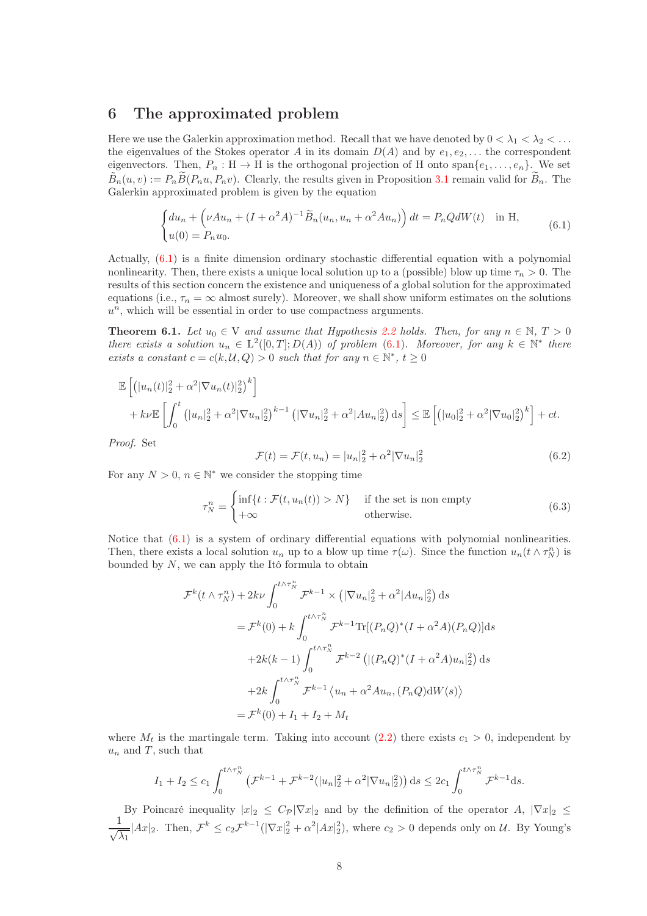# 6 The approximated problem

Here we use the Galerkin approximation method. Recall that we have denoted by $0 < \lambda_1 < \lambda_2 < \dots$ the eigenvalues of the Stokes operator $A$ in its domain $D(A)$ and by $e_1, e_2, \dots$ the correspondent eigenvectors. Then, $P_n : \mathrm{H} \to \mathrm{H}$ is the orthogonal projection of H onto $\text{span}\{e_1, \dots, e_n\}$. We set $\widetilde{B}_n(u,v) := P_n \widetilde{B}(P_n u, P_n v)$. Clearly, the results given in Proposition 3.1 remain valid for $\widetilde{B}_n$. The Galerkin approximated problem is given by the equation

$$
\begin{cases} du_n + \left(\nu A u_n + (I + \alpha^2 A)^{-1} \widetilde{B}_n(u_n, u_n + \alpha^2 A u_n)\right) dt = P_n Q dW(t) & \text{in H}, \\ u(0) = P_n u_0. \end{cases} \tag{6.1}
$$

Actually, (6.1) is a finite dimension ordinary stochastic differential equation with a polynomial nonlinearity. Then, there exists a unique local solution up to a (possible) blow up time $\tau_n > 0$. The results of this section concern the existence and uniqueness of a global solution for the approximated equations (i.e., $\tau_n = \infty$ almost surely). Moreover, we shall show uniform estimates on the solutions $u^n$, which will be essential in order to use compactness arguments.

**Theorem 6.1.** *Let $u_0 \in \mathrm{V}$ and assume that Hypothesis 2.2 holds. Then, for any $n \in \mathbb{N}$, $T > 0$ there exists a solution $u_n \in \mathrm{L}^2([0,T]; D(A))$ of problem (6.1). Moreover, for any $k \in \mathbb{N}^*$ there exists a constant $c = c(k, \mathcal{U}, Q) > 0$ such that for any $n \in \mathbb{N}^*$, $t \geq 0$*

$$
\begin{aligned}
&\mathbb{E}\left[\left(|u_n(t)|_2^2 + \alpha^2 |\nabla u_n(t)|_2^2\right)^k\right] \\
&\quad + k\nu \mathbb{E}\left[\int_0^t \left(|u_n|_2^2 + \alpha^2 |\nabla u_n|_2^2\right)^{k-1} \left(|\nabla u_n|_2^2 + \alpha^2 |A u_n|_2^2\right) ds\right] \leq \mathbb{E}\left[\left(|u_0|_2^2 + \alpha^2 |\nabla u_0|_2^2\right)^k\right] + ct.
\end{aligned}
$$

*Proof.* Set

$$
\mathcal{F}(t) = \mathcal{F}(t, u_n) = |u_n|_2^2 + \alpha^2 |\nabla u_n|_2^2 \tag{6.2}
$$

For any $N > 0$, $n \in \mathbb{N}^*$ we consider the stopping time

$$
\tau_N^n = \begin{cases} \inf\{t : \mathcal{F}(t, u_n(t)) > N\} & \text{if the set is non empty} \\ +\infty & \text{otherwise.} \end{cases} \tag{6.3}
$$

Notice that (6.1) is a system of ordinary differential equations with polynomial nonlinearities. Then, there exists a local solution $u_n$ up to a blow up time $\tau(\omega)$. Since the function $u_n(t \wedge \tau_N^n)$ is bounded by $N$, we can apply the Itô formula to obtain

$$
\begin{aligned}
\mathcal{F}^k(t \wedge \tau_N^n) + 2k\nu \int_0^{t \wedge \tau_N^n} &\mathcal{F}^{k-1} \times \left(|\nabla u_n|_2^2 + \alpha^2 |A u_n|_2^2\right) ds \\
&= \mathcal{F}^k(0) + k \int_0^{t \wedge \tau_N^n} \mathcal{F}^{k-1} \mathrm{Tr}[(P_n Q)^*(I + \alpha^2 A)(P_n Q)] ds \\
&\quad + 2k(k-1) \int_0^{t \wedge \tau_N^n} \mathcal{F}^{k-2} \left(|(P_n Q)^*(I + \alpha^2 A) u_n|_2^2\right) ds \\
&\quad + 2k \int_0^{t \wedge \tau_N^n} \mathcal{F}^{k-1} \left\langle u_n + \alpha^2 A u_n, (P_n Q) dW(s)\right\rangle \\
&= \mathcal{F}^k(0) + I_1 + I_2 + M_t
\end{aligned}
$$

where $M_t$ is the martingale term. Taking into account (2.2) there exists $c_1 > 0$, independent by $u_n$ and $T$, such that

$$
I_1 + I_2 \leq c_1 \int_0^{t \wedge \tau_N^n} \left(\mathcal{F}^{k-1} + \mathcal{F}^{k-2} (|u_n|_2^2 + \alpha^2 |\nabla u_n|_2^2)\right) ds \leq 2c_1 \int_0^{t \wedge \tau_N^n} \mathcal{F}^{k-1} ds.
$$

By Poincaré inequality $|x|_2 \leq C_{\mathcal{P}} |\nabla x|_2$ and by the definition of the operator $A$, $|\nabla x|_2 \leq \dfrac{1}{\sqrt{\lambda_1}} |Ax|_2$. Then, $\mathcal{F}^k \leq c_2 \mathcal{F}^{k-1}(|\nabla x|_2^2 + \alpha^2 |Ax|_2^2)$, where $c_2 > 0$ depends only on $\mathcal{U}$. By Young's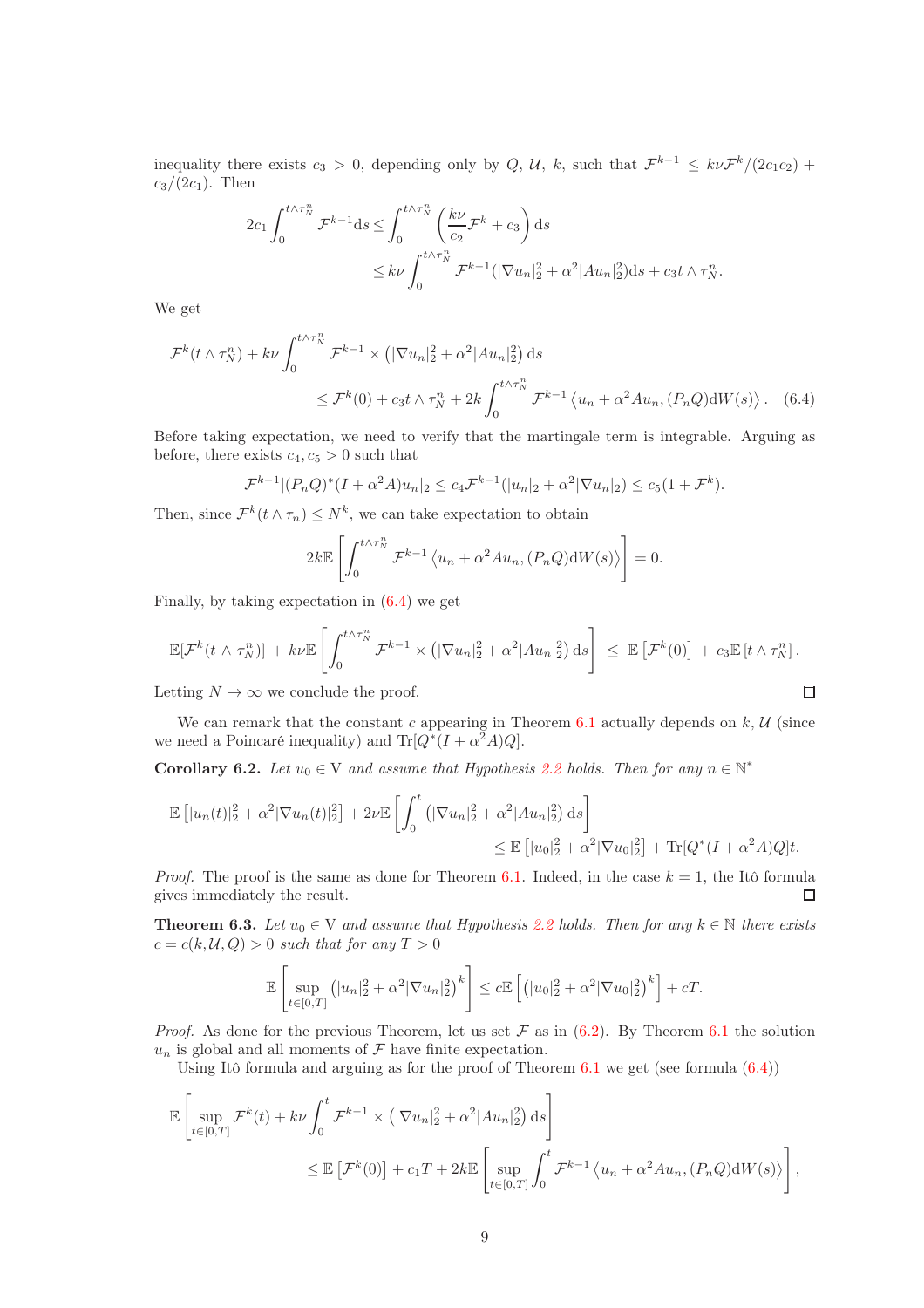inequality there exists $c_3 > 0$, depending only by $Q$, $\mathcal{U}$, $k$, such that $\mathcal{F}^{k-1} \leq k\nu\mathcal{F}^k/(2c_1c_2) + c_3/(2c_1)$. Then

$$
\begin{aligned}
2c_1 \int_0^{t\wedge\tau_N^n} \mathcal{F}^{k-1} \mathrm{d}s &\leq \int_0^{t\wedge\tau_N^n} \left(\frac{k\nu}{c_2}\mathcal{F}^k + c_3\right) \mathrm{d}s \\
&\leq k\nu \int_0^{t\wedge\tau_N^n} \mathcal{F}^{k-1}(|\nabla u_n|_2^2 + \alpha^2|Au_n|_2^2)\mathrm{d}s + c_3 t\wedge\tau_N^n.
\end{aligned}
$$

We get

$$
\begin{aligned}
\mathcal{F}^k(t\wedge\tau_N^n) &+ k\nu \int_0^{t\wedge\tau_N^n} \mathcal{F}^{k-1} \times \left(|\nabla u_n|_2^2 + \alpha^2|Au_n|_2^2\right) \mathrm{d}s \\
&\leq \mathcal{F}^k(0) + c_3 t\wedge\tau_N^n + 2k\int_0^{t\wedge\tau_N^n} \mathcal{F}^{k-1} \left\langle u_n + \alpha^2 Au_n, (P_nQ)\mathrm{d}W(s)\right\rangle. \quad (6.4)
\end{aligned}
$$

Before taking expectation, we need to verify that the martingale term is integrable. Arguing as before, there exists $c_4, c_5 > 0$ such that

$$
\mathcal{F}^{k-1}|(P_nQ)^*(I+\alpha^2A)u_n|_2 \leq c_4\mathcal{F}^{k-1}(|u_n|_2 + \alpha^2|\nabla u_n|_2) \leq c_5(1+\mathcal{F}^k).
$$

Then, since $\mathcal{F}^k(t\wedge\tau_n) \leq N^k$, we can take expectation to obtain

$$
2k\mathbb{E}\left[\int_0^{t\wedge\tau_N^n} \mathcal{F}^{k-1}\left\langle u_n + \alpha^2Au_n, (P_nQ)\mathrm{d}W(s)\right\rangle\right] = 0.
$$

Finally, by taking expectation in (6.4) we get

$$
\mathbb{E}[\mathcal{F}^k(t\wedge\tau_N^n)] + k\nu\mathbb{E}\left[\int_0^{t\wedge\tau_N^n} \mathcal{F}^{k-1}\times\left(|\nabla u_n|_2^2 + \alpha^2|Au_n|_2^2\right)\mathrm{d}s\right] \leq \mathbb{E}\left[\mathcal{F}^k(0)\right] + c_3\mathbb{E}\left[t\wedge\tau_N^n\right].
$$

Letting $N\to\infty$ we conclude the proof. ◻

We can remark that the constant $c$ appearing in Theorem 6.1 actually depends on $k, \mathcal{U}$ (since we need a Poincaré inequality) and $\mathrm{Tr}[Q^*(I+\alpha^2A)Q]$.

**Corollary 6.2.** *Let $u_0 \in \mathrm{V}$ and assume that Hypothesis 2.2 holds. Then for any $n\in\mathbb{N}^*$*

$$
\begin{aligned}
\mathbb{E}\left[|u_n(t)|_2^2 + \alpha^2|\nabla u_n(t)|_2^2\right] &+ 2\nu\mathbb{E}\left[\int_0^t \left(|\nabla u_n|_2^2 + \alpha^2|Au_n|_2^2\right)\mathrm{d}s\right] \\
&\leq \mathbb{E}\left[|u_0|_2^2 + \alpha^2|\nabla u_0|_2^2\right] + \mathrm{Tr}[Q^*(I+\alpha^2A)Q]t.
\end{aligned}
$$

*Proof.* The proof is the same as done for Theorem 6.1. Indeed, in the case $k=1$, the Itô formula gives immediately the result. ◻

**Theorem 6.3.** *Let $u_0\in\mathrm{V}$ and assume that Hypothesis 2.2 holds. Then for any $k\in\mathbb{N}$ there exists $c = c(k,\mathcal{U},Q) > 0$ such that for any $T>0$*

$$
\mathbb{E}\left[\sup_{t\in[0,T]}\left(|u_n|_2^2 + \alpha^2|\nabla u_n|_2^2\right)^k\right] \leq c\mathbb{E}\left[\left(|u_0|_2^2 + \alpha^2|\nabla u_0|_2^2\right)^k\right] + cT.
$$

*Proof.* As done for the previous Theorem, let us set $\mathcal{F}$ as in (6.2). By Theorem 6.1 the solution $u_n$ is global and all moments of $\mathcal{F}$ have finite expectation.

Using Itô formula and arguing as for the proof of Theorem 6.1 we get (see formula (6.4))

$$
\begin{aligned}
\mathbb{E}\left[\sup_{t\in[0,T]}\mathcal{F}^k(t) + k\nu\int_0^t \mathcal{F}^{k-1}\times\left(|\nabla u_n|_2^2 + \alpha^2|Au_n|_2^2\right)\mathrm{d}s\right] \\
\leq \mathbb{E}\left[\mathcal{F}^k(0)\right] + c_1T + 2k\mathbb{E}\left[\sup_{t\in[0,T]}\int_0^t \mathcal{F}^{k-1}\left\langle u_n + \alpha^2Au_n, (P_nQ)\mathrm{d}W(s)\right\rangle\right],
\end{aligned}
$$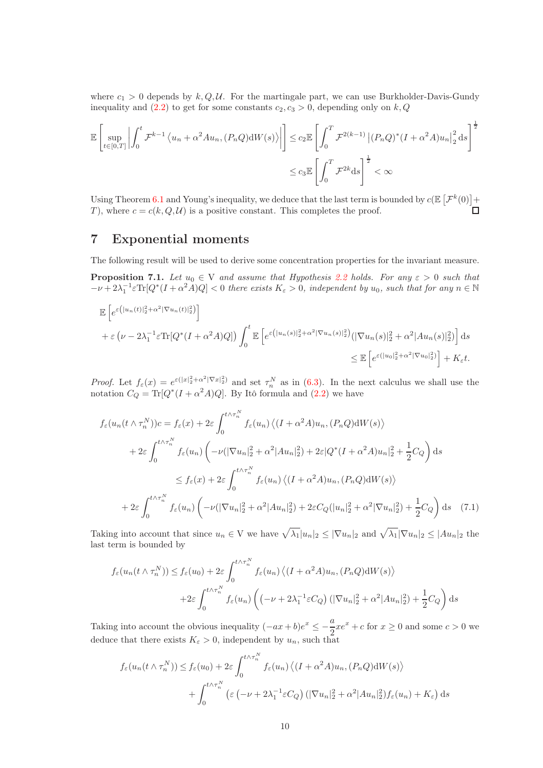where $c_1 > 0$ depends by $k, Q, \mathcal{U}$. For the martingale part, we can use Burkholder-Davis-Gundy inequality and (2.2) to get for some constants $c_2, c_3 > 0$, depending only on $k, Q$

$$
\mathbb{E}\left[\sup_{t\in[0,T]}\left|\int_0^t \mathcal{F}^{k-1}\left\langle u_n + \alpha^2 A u_n, (P_n Q)\mathrm{d}W(s)\right\rangle\right|\right] \le c_2 \mathbb{E}\left[\int_0^T \mathcal{F}^{2(k-1)}\left|(P_n Q)^*(I+\alpha^2 A)u_n\right|_2^2 \mathrm{d}s\right]^{\frac{1}{2}}
$$

$$
\le c_3 \mathbb{E}\left[\int_0^T \mathcal{F}^{2k}\mathrm{d}s\right]^{\frac{1}{2}} < \infty
$$

Using Theorem 6.1 and Young's inequality, we deduce that the last term is bounded by $c(\mathbb{E}\left[\mathcal{F}^k(0)\right] + T)$, where $c = c(k, Q, \mathcal{U})$ is a positive constant. This completes the proof. ◻

# 7 Exponential moments

The following result will be used to derive some concentration properties for the invariant measure.

**Proposition 7.1.** *Let $u_0 \in \mathrm{V}$ and assume that Hypothesis 2.2 holds. For any $\varepsilon > 0$ such that $-\nu + 2\lambda_1^{-1}\varepsilon \mathrm{Tr}[Q^*(I+\alpha^2 A)Q] < 0$ there exists $K_\varepsilon > 0$, independent by $u_0$, such that for any $n \in \mathbb{N}$*

$$
\mathbb{E}\left[e^{\varepsilon\left(|u_n(t)|_2^2 + \alpha^2|\nabla u_n(t)|_2^2\right)}\right]
$$

$$
+ \varepsilon\left(\nu - 2\lambda_1^{-1}\varepsilon \mathrm{Tr}[Q^*(I+\alpha^2 A)Q]\right)\int_0^t \mathbb{E}\left[e^{\varepsilon\left(|u_n(s)|_2^2 + \alpha^2|\nabla u_n(s)|_2^2\right)}(|\nabla u_n(s)|_2^2 + \alpha^2|A u_n(s)|_2^2)\right]\mathrm{d}s
$$

$$
\le \mathbb{E}\left[e^{\varepsilon\left(|u_0|_2^2 + \alpha^2|\nabla u_0|_2^2\right)}\right] + K_\varepsilon t.
$$

*Proof.* Let $f_\varepsilon(x) = e^{\varepsilon(|x|_2^2 + \alpha^2|\nabla x|_2^2)}$ and set $\tau_n^N$ as in (6.3). In the next calculus we shall use the notation $C_Q = \mathrm{Tr}[Q^*(I+\alpha^2 A)Q]$. By Itô formula and (2.2) we have

$$
\begin{aligned}
f_\varepsilon(u_n(t\wedge\tau_n^N))c &= f_\varepsilon(x) + 2\varepsilon\int_0^{t\wedge\tau_n^N} f_\varepsilon(u_n)\left\langle (I+\alpha^2 A)u_n, (P_n Q)\mathrm{d}W(s)\right\rangle \\
&+ 2\varepsilon\int_0^{t\wedge\tau_n^N} f_\varepsilon(u_n)\left(-\nu(|\nabla u_n|_2^2 + \alpha^2|A u_n|_2^2) + 2\varepsilon|Q^*(I+\alpha^2 A)u_n|_2^2 + \frac{1}{2}C_Q\right)\mathrm{d}s \\
&\le f_\varepsilon(x) + 2\varepsilon\int_0^{t\wedge\tau_n^N} f_\varepsilon(u_n)\left\langle (I+\alpha^2 A)u_n, (P_n Q)\mathrm{d}W(s)\right\rangle \\
&+ 2\varepsilon\int_0^{t\wedge\tau_n^N} f_\varepsilon(u_n)\left(-\nu(|\nabla u_n|_2^2 + \alpha^2|A u_n|_2^2) + 2\varepsilon C_Q(|u_n|_2^2 + \alpha^2|\nabla u_n|_2^2) + \frac{1}{2}C_Q\right)\mathrm{d}s \quad (7.1)
\end{aligned}
$$

Taking into account that since $u_n \in \mathrm{V}$ we have $\sqrt{\lambda_1}|u_n|_2 \le |\nabla u_n|_2$ and $\sqrt{\lambda_1}|\nabla u_n|_2 \le |A u_n|_2$ the last term is bounded by

$$
\begin{aligned}
f_\varepsilon(u_n(t\wedge\tau_n^N)) &\le f_\varepsilon(u_0) + 2\varepsilon\int_0^{t\wedge\tau_n^N} f_\varepsilon(u_n)\left\langle (I+\alpha^2 A)u_n, (P_n Q)\mathrm{d}W(s)\right\rangle \\
&+ 2\varepsilon\int_0^{t\wedge\tau_n^N} f_\varepsilon(u_n)\left(\left(-\nu + 2\lambda_1^{-1}\varepsilon C_Q\right)(|\nabla u_n|_2^2 + \alpha^2|A u_n|_2^2) + \frac{1}{2}C_Q\right)\mathrm{d}s
\end{aligned}
$$

Taking into account the obvious inequality $(-ax+b)e^x \le -\dfrac{a}{2}xe^x + c$ for $x \ge 0$ and some $c > 0$ we deduce that there exists $K_\varepsilon > 0$, independent by $u_n$, such that

$$
\begin{aligned}
f_\varepsilon(u_n(t\wedge\tau_n^N)) &\le f_\varepsilon(u_0) + 2\varepsilon\int_0^{t\wedge\tau_n^N} f_\varepsilon(u_n)\left\langle (I+\alpha^2 A)u_n, (P_n Q)\mathrm{d}W(s)\right\rangle \\
&+ \int_0^{t\wedge\tau_n^N}\left(\varepsilon\left(-\nu + 2\lambda_1^{-1}\varepsilon C_Q\right)(|\nabla u_n|_2^2 + \alpha^2|A u_n|_2^2)f_\varepsilon(u_n) + K_\varepsilon\right)\mathrm{d}s
\end{aligned}
$$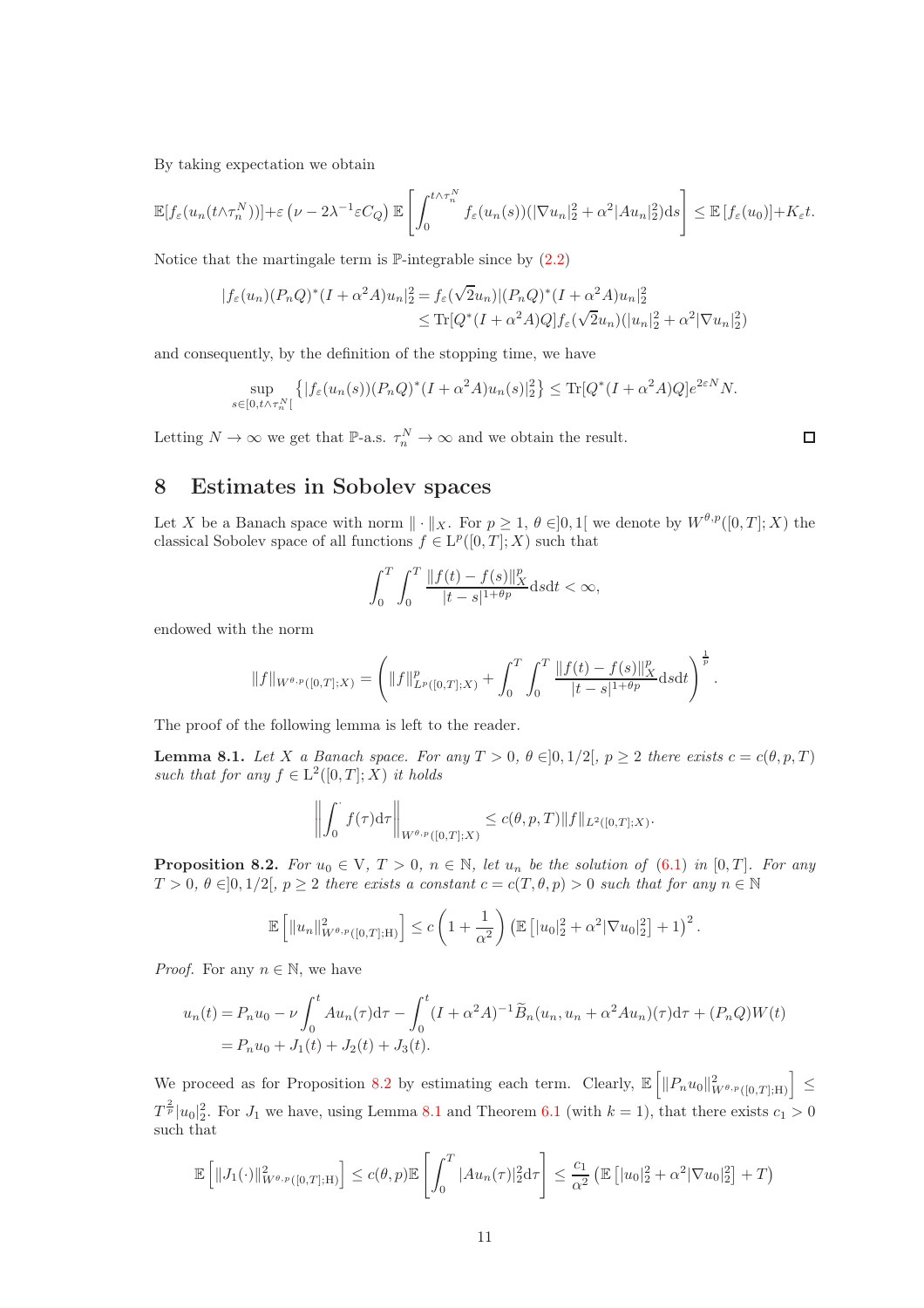By taking expectation we obtain

$$\mathbb{E}[f_\varepsilon(u_n(t\wedge\tau_n^N))]+\varepsilon\left(\nu-2\lambda^{-1}\varepsilon C_Q\right)\mathbb{E}\left[\int_0^{t\wedge\tau_n^N} f_\varepsilon(u_n(s))(|\nabla u_n|_2^2+\alpha^2|Au_n|_2^2)\mathrm{d}s\right]\leq \mathbb{E}\left[f_\varepsilon(u_0)\right]+K_\varepsilon t.$$

Notice that the martingale term is $\mathbb{P}$-integrable since by (2.2)

$$\begin{aligned}|f_\varepsilon(u_n)(P_nQ)^*(I+\alpha^2A)u_n|_2^2 &= f_\varepsilon(\sqrt{2}u_n)|(P_nQ)^*(I+\alpha^2A)u_n|_2^2\\ &\leq \mathrm{Tr}[Q^*(I+\alpha^2A)Q]f_\varepsilon(\sqrt{2}u_n)(|u_n|_2^2+\alpha^2|\nabla u_n|_2^2)\end{aligned}$$

and consequently, by the definition of the stopping time, we have

$$\sup_{s\in[0,t\wedge\tau_n^N[}\left\{|f_\varepsilon(u_n(s))(P_nQ)^*(I+\alpha^2A)u_n(s)|_2^2\right\}\leq \mathrm{Tr}[Q^*(I+\alpha^2A)Q]e^{2\varepsilon N}N.$$

Letting $N\to\infty$ we get that $\mathbb{P}$-a.s. $\tau_n^N\to\infty$ and we obtain the result. □

# 8 Estimates in Sobolev spaces

Let $X$ be a Banach space with norm $\|\cdot\|_X$. For $p\geq 1$, $\theta\in]0,1[$ we denote by $W^{\theta,p}([0,T];X)$ the classical Sobolev space of all functions $f\in \mathrm{L}^p([0,T];X)$ such that

$$\int_0^T\int_0^T \frac{\|f(t)-f(s)\|_X^p}{|t-s|^{1+\theta p}}\mathrm{d}s\mathrm{d}t<\infty,$$

endowed with the norm

$$\|f\|_{W^{\theta,p}([0,T];X)}=\left(\|f\|_{L^p([0,T];X)}^p+\int_0^T\int_0^T\frac{\|f(t)-f(s)\|_X^p}{|t-s|^{1+\theta p}}\mathrm{d}s\mathrm{d}t\right)^{\frac{1}{p}}.$$

The proof of the following lemma is left to the reader.

**Lemma 8.1.** *Let $X$ a Banach space. For any $T>0$, $\theta\in]0,1/2[$, $p\geq 2$ there exists $c=c(\theta,p,T)$ such that for any $f\in \mathrm{L}^2([0,T];X)$ it holds*

$$\left\|\int_0^{\cdot} f(\tau)\mathrm{d}\tau\right\|_{W^{\theta,p}([0,T];X)}\leq c(\theta,p,T)\|f\|_{L^2([0,T];X)}.$$

**Proposition 8.2.** *For $u_0\in \mathrm{V}$, $T>0$, $n\in\mathbb{N}$, let $u_n$ be the solution of (6.1) in $[0,T]$. For any $T>0$, $\theta\in]0,1/2[$, $p\geq 2$ there exists a constant $c=c(T,\theta,p)>0$ such that for any $n\in\mathbb{N}$*

$$\mathbb{E}\left[\|u_n\|_{W^{\theta,p}([0,T];\mathrm{H})}^2\right]\leq c\left(1+\frac{1}{\alpha^2}\right)\left(\mathbb{E}\left[|u_0|_2^2+\alpha^2|\nabla u_0|_2^2\right]+1\right)^2.$$

*Proof.* For any $n\in\mathbb{N}$, we have

$$\begin{aligned}u_n(t)&=P_nu_0-\nu\int_0^t Au_n(\tau)\mathrm{d}\tau-\int_0^t(I+\alpha^2A)^{-1}\widetilde{B}_n(u_n,u_n+\alpha^2Au_n)(\tau)\mathrm{d}\tau+(P_nQ)W(t)\\ &=P_nu_0+J_1(t)+J_2(t)+J_3(t).\end{aligned}$$

We proceed as for Proposition 8.2 by estimating each term. Clearly, $\mathbb{E}\left[\|P_nu_0\|_{W^{\theta,p}([0,T];\mathrm{H})}^2\right]\leq T^{\frac{2}{p}}|u_0|_2^2$. For $J_1$ we have, using Lemma 8.1 and Theorem 6.1 (with $k=1$), that there exists $c_1>0$ such that

$$\mathbb{E}\left[\|J_1(\cdot)\|_{W^{\theta,p}([0,T];\mathrm{H})}^2\right]\leq c(\theta,p)\mathbb{E}\left[\int_0^T|Au_n(\tau)|_2^2\mathrm{d}\tau\right]\leq\frac{c_1}{\alpha^2}\left(\mathbb{E}\left[|u_0|_2^2+\alpha^2|\nabla u_0|_2^2\right]+T\right)$$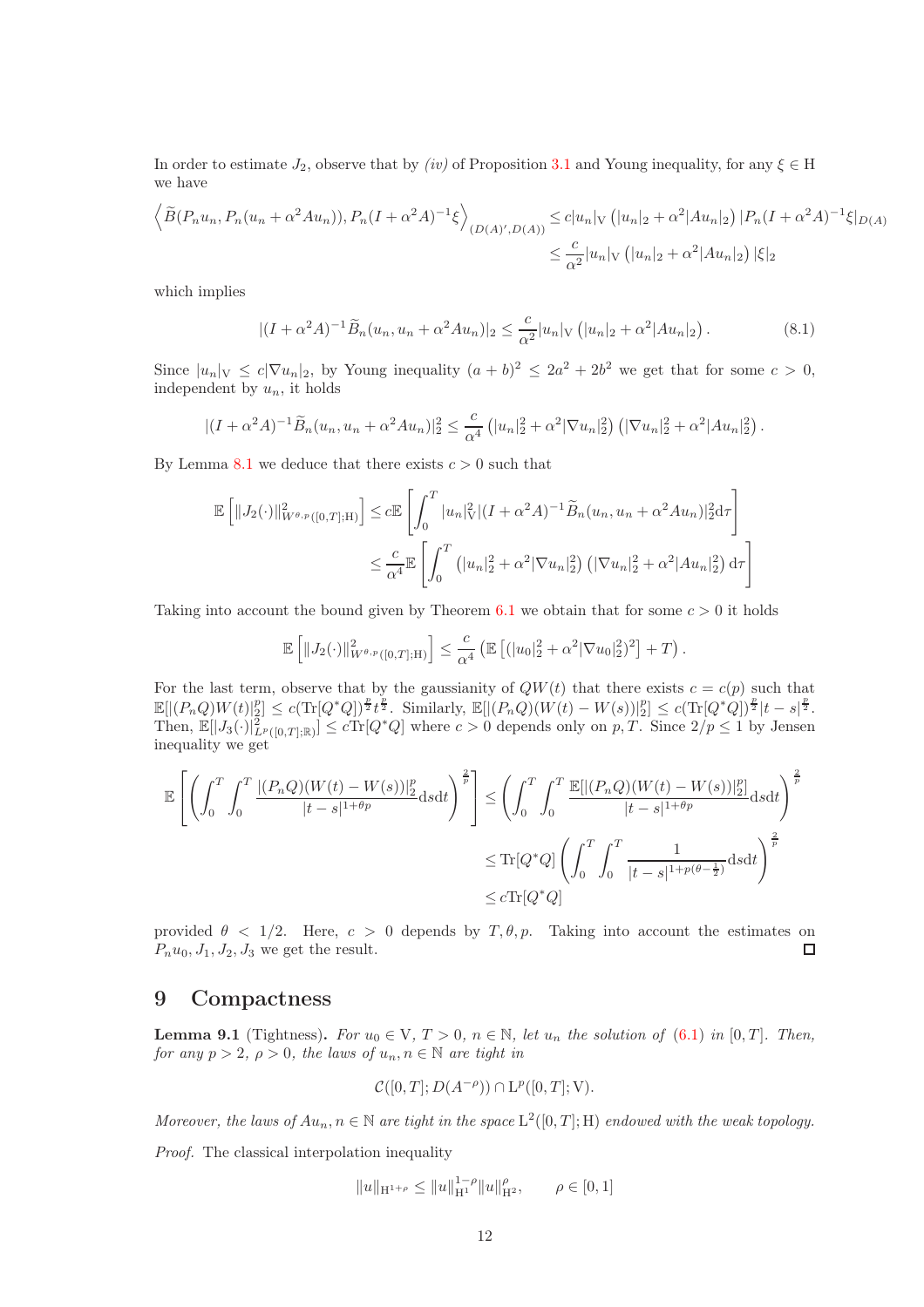In order to estimate $J_2$, observe that by *(iv)* of Proposition 3.1 and Young inequality, for any $\xi \in \mathrm{H}$ we have

$$
\begin{aligned}
\left\langle \widetilde{B}(P_n u_n, P_n(u_n+\alpha^2 A u_n)), P_n(I+\alpha^2 A)^{-1}\xi \right\rangle_{(D(A)',D(A))} &\le c|u_n|_{\mathrm{V}}\left(|u_n|_2+\alpha^2|Au_n|_2\right)|P_n(I+\alpha^2A)^{-1}\xi|_{D(A)} \\
&\le \frac{c}{\alpha^2}|u_n|_{\mathrm{V}}\left(|u_n|_2+\alpha^2|Au_n|_2\right)|\xi|_2
\end{aligned}
$$

which implies

$$
|(I+\alpha^2A)^{-1}\widetilde{B}_n(u_n,u_n+\alpha^2Au_n)|_2 \le \frac{c}{\alpha^2}|u_n|_{\mathrm{V}}\left(|u_n|_2+\alpha^2|Au_n|_2\right). \tag{8.1}
$$

Since $|u_n|_{\mathrm{V}} \le c|\nabla u_n|_2$, by Young inequality $(a+b)^2 \le 2a^2+2b^2$ we get that for some $c>0$, independent by $u_n$, it holds

$$
|(I+\alpha^2A)^{-1}\widetilde{B}_n(u_n,u_n+\alpha^2Au_n)|_2^2 \le \frac{c}{\alpha^4}\left(|u_n|_2^2+\alpha^2|\nabla u_n|_2^2\right)\left(|\nabla u_n|_2^2+\alpha^2|Au_n|_2^2\right).
$$

By Lemma 8.1 we deduce that there exists $c>0$ such that

$$
\begin{aligned}
\mathbb{E}\left[\|J_2(\cdot)\|^2_{W^{\theta,p}([0,T];\mathrm{H})}\right] &\le c\mathbb{E}\left[\int_0^T |u_n|_{\mathrm{V}}^2|(I+\alpha^2A)^{-1}\widetilde{B}_n(u_n,u_n+\alpha^2Au_n)|_2^2\mathrm{d}\tau\right] \\
&\le \frac{c}{\alpha^4}\mathbb{E}\left[\int_0^T \left(|u_n|_2^2+\alpha^2|\nabla u_n|_2^2\right)\left(|\nabla u_n|_2^2+\alpha^2|Au_n|_2^2\right)\mathrm{d}\tau\right]
\end{aligned}
$$

Taking into account the bound given by Theorem 6.1 we obtain that for some $c>0$ it holds

$$
\mathbb{E}\left[\|J_2(\cdot)\|^2_{W^{\theta,p}([0,T];\mathrm{H})}\right] \le \frac{c}{\alpha^4}\left(\mathbb{E}\left[(|u_0|_2^2+\alpha^2|\nabla u_0|_2^2)^2\right]+T\right).
$$

For the last term, observe that by the gaussianity of $QW(t)$ that there exists $c=c(p)$ such that $\mathbb{E}[|(P_nQ)W(t)|_2^p] \le c(\mathrm{Tr}[Q^*Q])^{\frac{p}{2}}t^{\frac{p}{2}}$. Similarly, $\mathbb{E}[|(P_nQ)(W(t)-W(s))|_2^p] \le c(\mathrm{Tr}[Q^*Q])^{\frac{p}{2}}|t-s|^{\frac{p}{2}}$. Then, $\mathbb{E}[|J_3(\cdot)|^2_{L^p([0,T];\mathbb{R})}] \le c\mathrm{Tr}[Q^*Q]$ where $c>0$ depends only on $p,T$. Since $2/p \le 1$ by Jensen inequality we get

$$
\begin{aligned}
\mathbb{E}\left[\left(\int_0^T\int_0^T \frac{|(P_nQ)(W(t)-W(s))|_2^p}{|t-s|^{1+\theta p}}\mathrm{d}s\mathrm{d}t\right)^{\frac{2}{p}}\right] &\le \left(\int_0^T\int_0^T \frac{\mathbb{E}[|(P_nQ)(W(t)-W(s))|_2^p]}{|t-s|^{1+\theta p}}\mathrm{d}s\mathrm{d}t\right)^{\frac{2}{p}} \\
&\le \mathrm{Tr}[Q^*Q]\left(\int_0^T\int_0^T \frac{1}{|t-s|^{1+p(\theta-\frac{1}{2})}}\mathrm{d}s\mathrm{d}t\right)^{\frac{2}{p}} \\
&\le c\mathrm{Tr}[Q^*Q]
\end{aligned}
$$

provided $\theta < 1/2$. Here, $c>0$ depends by $T,\theta,p$. Taking into account the estimates on $P_nu_0, J_1, J_2, J_3$ we get the result. □

# 9 Compactness

**Lemma 9.1** (Tightness). *For $u_0 \in \mathrm{V}$, $T>0$, $n \in \mathbb{N}$, let $u_n$ the solution of (6.1) in $[0,T]$. Then, for any $p>2$, $\rho>0$, the laws of $u_n, n \in \mathbb{N}$ are tight in*

$$
\mathcal{C}([0,T];D(A^{-\rho})) \cap \mathrm{L}^p([0,T];\mathrm{V}).
$$

*Moreover, the laws of $Au_n, n \in \mathbb{N}$ are tight in the space $\mathrm{L}^2([0,T];\mathrm{H})$ endowed with the weak topology.*

*Proof.* The classical interpolation inequality

$$
\|u\|_{\mathrm{H}^{1+\rho}} \le \|u\|_{\mathrm{H}^1}^{1-\rho}\|u\|_{\mathrm{H}^2}^{\rho}, \qquad \rho \in [0,1]
$$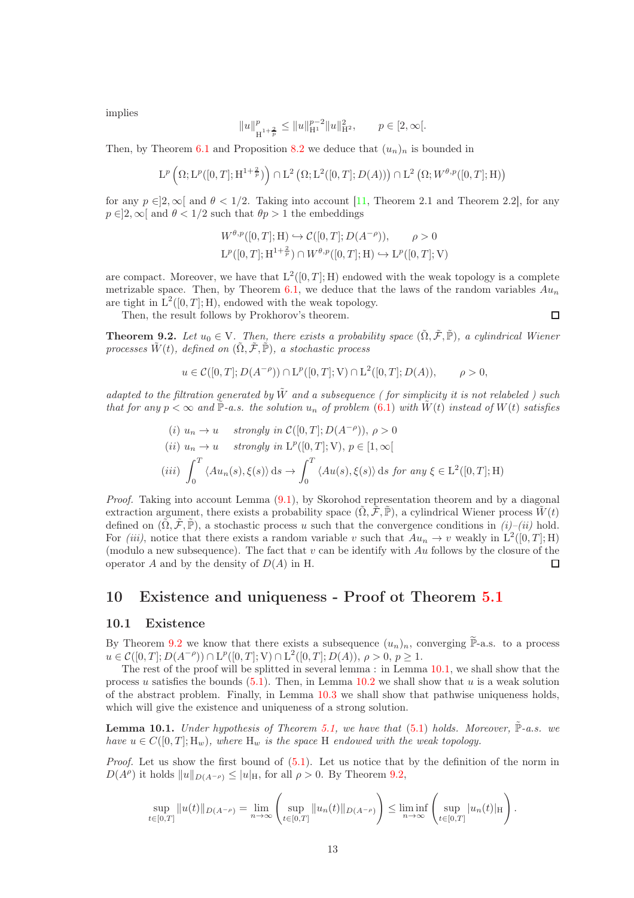implies

$$\|u\|^p_{\mathrm{H}^{1+\frac{2}{p}}} \le \|u\|^{p-2}_{\mathrm{H}^1} \|u\|^2_{\mathrm{H}^2}, \qquad p \in [2, \infty[.$$

Then, by Theorem 6.1 and Proposition 8.2 we deduce that $(u_n)_n$ is bounded in

$$\mathrm{L}^p\left(\Omega; \mathrm{L}^p([0,T]; \mathrm{H}^{1+\frac{2}{p}})\right) \cap \mathrm{L}^2\left(\Omega; \mathrm{L}^2([0,T]; D(A))\right) \cap \mathrm{L}^2\left(\Omega; W^{\theta,p}([0,T]; \mathrm{H})\right)$$

for any $p \in ]2, \infty[$ and $\theta < 1/2$. Taking into account [11, Theorem 2.1 and Theorem 2.2], for any $p \in ]2, \infty[$ and $\theta < 1/2$ such that $\theta p > 1$ the embeddings

$$W^{\theta,p}([0,T]; \mathrm{H}) \hookrightarrow \mathcal{C}([0,T]; D(A^{-\rho})), \qquad \rho > 0$$
$$\mathrm{L}^p([0,T]; \mathrm{H}^{1+\frac{2}{p}}) \cap W^{\theta,p}([0,T]; \mathrm{H}) \hookrightarrow \mathrm{L}^p([0,T]; \mathrm{V})$$

are compact. Moreover, we have that $\mathrm{L}^2([0,T]; \mathrm{H})$ endowed with the weak topology is a complete metrizable space. Then, by Theorem 6.1, we deduce that the laws of the random variables $Au_n$ are tight in $\mathrm{L}^2([0,T]; \mathrm{H})$, endowed with the weak topology.

Then, the result follows by Prokhorov's theorem. □

**Theorem 9.2.** *Let $u_0 \in \mathrm{V}$. Then, there exists a probability space $(\tilde{\Omega}, \tilde{\mathcal{F}}, \tilde{\mathbb{P}})$, a cylindrical Wiener processes $\tilde{W}(t)$, defined on $(\tilde{\Omega}, \tilde{\mathcal{F}}, \tilde{\mathbb{P}})$, a stochastic process*

$$u \in \mathcal{C}([0,T]; D(A^{-\rho})) \cap \mathrm{L}^p([0,T]; \mathrm{V}) \cap \mathrm{L}^2([0,T]; D(A)), \qquad \rho > 0,$$

*adapted to the filtration generated by $\tilde{W}$ and a subsequence ( for simplicity it is not relabeled ) such that for any $p < \infty$ and $\tilde{\mathbb{P}}$-a.s. the solution $u_n$ of problem (6.1) with $\tilde{W}(t)$ instead of $W(t)$ satisfies*

$$(i)\ u_n \to u \quad \textit{strongly in } \mathcal{C}([0,T]; D(A^{-\rho})),\ \rho > 0$$
$$(ii)\ u_n \to u \quad \textit{strongly in } \mathrm{L}^p([0,T]; \mathrm{V}),\ p \in [1, \infty[$$
$$(iii)\ \int_0^T \langle Au_n(s), \xi(s)\rangle\, \mathrm{d}s \to \int_0^T \langle Au(s), \xi(s)\rangle\, \mathrm{d}s \textit{ for any } \xi \in \mathrm{L}^2([0,T]; \mathrm{H})$$

*Proof.* Taking into account Lemma (9.1), by Skorohod representation theorem and by a diagonal extraction argument, there exists a probability space $(\tilde{\Omega}, \tilde{\mathcal{F}}, \tilde{\mathbb{P}})$, a cylindrical Wiener process $\tilde{W}(t)$ defined on $(\tilde{\Omega}, \tilde{\mathcal{F}}, \tilde{\mathbb{P}})$, a stochastic process $u$ such that the convergence conditions in *(i)–(ii)* hold. For *(iii)*, notice that there exists a random variable $v$ such that $Au_n \to v$ weakly in $\mathrm{L}^2([0,T]; \mathrm{H})$ (modulo a new subsequence). The fact that $v$ can be identify with $Au$ follows by the closure of the operator $A$ and by the density of $D(A)$ in H. □

# 10 Existence and uniqueness - Proof ot Theorem 5.1

## 10.1 Existence

By Theorem 9.2 we know that there exists a subsequence $(u_n)_n$, converging $\tilde{\mathbb{P}}$-a.s. to a process $u \in \mathcal{C}([0,T]; D(A^{-\rho})) \cap \mathrm{L}^p([0,T]; \mathrm{V}) \cap \mathrm{L}^2([0,T]; D(A))$, $\rho > 0$, $p \ge 1$.

The rest of the proof will be splitted in several lemma : in Lemma 10.1, we shall show that the process $u$ satisfies the bounds (5.1). Then, in Lemma 10.2 we shall show that $u$ is a weak solution of the abstract problem. Finally, in Lemma 10.3 we shall show that pathwise uniqueness holds, which will give the existence and uniqueness of a strong solution.

**Lemma 10.1.** *Under hypothesis of Theorem 5.1, we have that (5.1) holds. Moreover, $\tilde{\mathbb{P}}$-a.s. we have $u \in C([0,T]; \mathrm{H}_w)$, where $\mathrm{H}_w$ is the space H endowed with the weak topology.*

*Proof.* Let us show the first bound of (5.1). Let us notice that by the definition of the norm in $D(A^\rho)$ it holds $\|u\|_{D(A^{-\rho})} \le |u|_{\mathrm{H}}$, for all $\rho > 0$. By Theorem 9.2,

$$\sup_{t\in[0,T]} \|u(t)\|_{D(A^{-\rho})} = \lim_{n\to\infty} \left( \sup_{t\in[0,T]} \|u_n(t)\|_{D(A^{-\rho})} \right) \le \liminf_{n\to\infty} \left( \sup_{t\in[0,T]} |u_n(t)|_{\mathrm{H}} \right).$$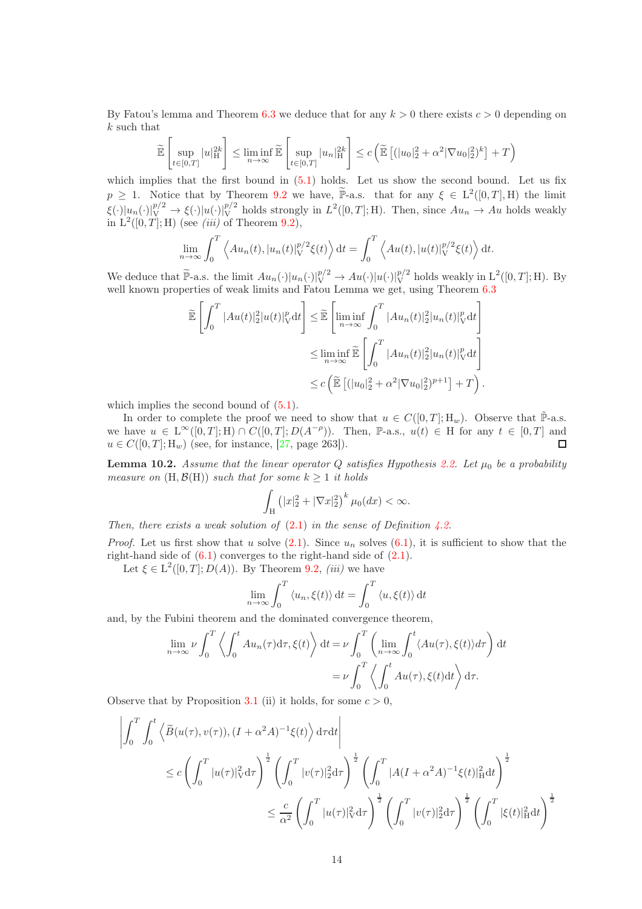By Fatou's lemma and Theorem 6.3 we deduce that for any $k > 0$ there exists $c > 0$ depending on $k$ such that

$$\widetilde{\mathbb{E}}\left[\sup_{t\in[0,T]} |u|_{\mathrm{H}}^{2k}\right] \leq \liminf_{n\to\infty} \widetilde{\mathbb{E}}\left[\sup_{t\in[0,T]} |u_n|_{\mathrm{H}}^{2k}\right] \leq c\left(\widetilde{\mathbb{E}}\left[(|u_0|_2^2 + \alpha^2|\nabla u_0|_2^2)^k\right] + T\right)$$

which implies that the first bound in (5.1) holds. Let us show the second bound. Let us fix $p \geq 1$. Notice that by Theorem 9.2 we have, $\widetilde{\mathbb{P}}$-a.s. that for any $\xi \in \mathrm{L}^2([0,T],\mathrm{H})$ the limit $\xi(\cdot)|u_n(\cdot)|_{\mathrm{V}}^{p/2} \to \xi(\cdot)|u(\cdot)|_{\mathrm{V}}^{p/2}$ holds strongly in $L^2([0,T];\mathrm{H})$. Then, since $Au_n \to Au$ holds weakly in $\mathrm{L}^2([0,T];\mathrm{H})$ (see *(iii)* of Theorem 9.2),

$$\lim_{n\to\infty} \int_0^T \left\langle Au_n(t), |u_n(t)|_{\mathrm{V}}^{p/2}\xi(t)\right\rangle \mathrm{d}t = \int_0^T \left\langle Au(t), |u(t)|_{\mathrm{V}}^{p/2}\xi(t)\right\rangle \mathrm{d}t.$$

We deduce that $\widetilde{\mathbb{P}}$-a.s. the limit $Au_n(\cdot)|u_n(\cdot)|_{\mathrm{V}}^{p/2} \to Au(\cdot)|u(\cdot)|_{\mathrm{V}}^{p/2}$ holds weakly in $\mathrm{L}^2([0,T];\mathrm{H})$. By well known properties of weak limits and Fatou Lemma we get, using Theorem 6.3

$$\begin{aligned}
\widetilde{\mathbb{E}}\left[\int_0^T |Au(t)|_2^2|u(t)|_{\mathrm{V}}^p \mathrm{d}t\right] &\leq \widetilde{\mathbb{E}}\left[\liminf_{n\to\infty}\int_0^T |Au_n(t)|_2^2|u_n(t)|_{\mathrm{V}}^p \mathrm{d}t\right] \\
&\leq \liminf_{n\to\infty} \widetilde{\mathbb{E}}\left[\int_0^T |Au_n(t)|_2^2|u_n(t)|_{\mathrm{V}}^p \mathrm{d}t\right] \\
&\leq c\left(\widetilde{\mathbb{E}}\left[(|u_0|_2^2 + \alpha^2|\nabla u_0|_2^2)^{p+1}\right] + T\right).
\end{aligned}$$

which implies the second bound of (5.1).

In order to complete the proof we need to show that $u \in C([0,T];\mathrm{H}_w)$. Observe that $\tilde{\mathbb{P}}$-a.s. we have $u \in \mathrm{L}^\infty([0,T];\mathrm{H}) \cap C([0,T];D(A^{-\rho}))$. Then, $\mathbb{P}$-a.s., $u(t) \in \mathrm{H}$ for any $t \in [0,T]$ and $u \in C([0,T];\mathrm{H}_w)$ (see, for instance, [27, page 263]). ∎

**Lemma 10.2.** *Assume that the linear operator $Q$ satisfies Hypothesis 2.2. Let $\mu_0$ be a probability measure on $(\mathrm{H},\mathcal{B}(\mathrm{H}))$ such that for some $k \geq 1$ it holds*

$$\int_{\mathrm{H}} \left(|x|_2^2 + |\nabla x|_2^2\right)^k \mu_0(dx) < \infty.$$

*Then, there exists a weak solution of (2.1) in the sense of Definition 4.2.*

*Proof.* Let us first show that $u$ solve (2.1). Since $u_n$ solves (6.1), it is sufficient to show that the right-hand side of (6.1) converges to the right-hand side of (2.1).

Let $\xi \in \mathrm{L}^2([0,T];D(A))$. By Theorem 9.2, *(iii)* we have

$$\lim_{n\to\infty} \int_0^T \langle u_n, \xi(t)\rangle \,\mathrm{d}t = \int_0^T \langle u, \xi(t)\rangle \,\mathrm{d}t$$

and, by the Fubini theorem and the dominated convergence theorem,

$$\begin{aligned}
\lim_{n\to\infty} \nu \int_0^T \left\langle \int_0^t Au_n(\tau)\mathrm{d}\tau, \xi(t)\right\rangle \mathrm{d}t &= \nu \int_0^T \left(\lim_{n\to\infty}\int_0^t \langle Au(\tau), \xi(t)\rangle d\tau\right) \mathrm{d}t \\
&= \nu \int_0^T \left\langle \int_0^t Au(\tau), \xi(t)\mathrm{d}t\right\rangle \mathrm{d}\tau.
\end{aligned}$$

Observe that by Proposition 3.1 (ii) it holds, for some $c > 0$,

$$\begin{aligned}
&\left|\int_0^T\int_0^t \left\langle \widetilde{B}(u(\tau),v(\tau)), (I+\alpha^2A)^{-1}\xi(t)\right\rangle \mathrm{d}\tau\mathrm{d}t\right| \\
&\qquad \leq c\left(\int_0^T |u(\tau)|_{\mathrm{V}}^2\mathrm{d}\tau\right)^{\frac12}\left(\int_0^T |v(\tau)|_2^2\mathrm{d}\tau\right)^{\frac12}\left(\int_0^T |A(I+\alpha^2A)^{-1}\xi(t)|_{\mathrm{H}}^2\mathrm{d}t\right)^{\frac12} \\
&\qquad\qquad \leq \frac{c}{\alpha^2}\left(\int_0^T |u(\tau)|_{\mathrm{V}}^2\mathrm{d}\tau\right)^{\frac12}\left(\int_0^T |v(\tau)|_2^2\mathrm{d}\tau\right)^{\frac12}\left(\int_0^T |\xi(t)|_{\mathrm{H}}^2\mathrm{d}t\right)^{\frac12}
\end{aligned}$$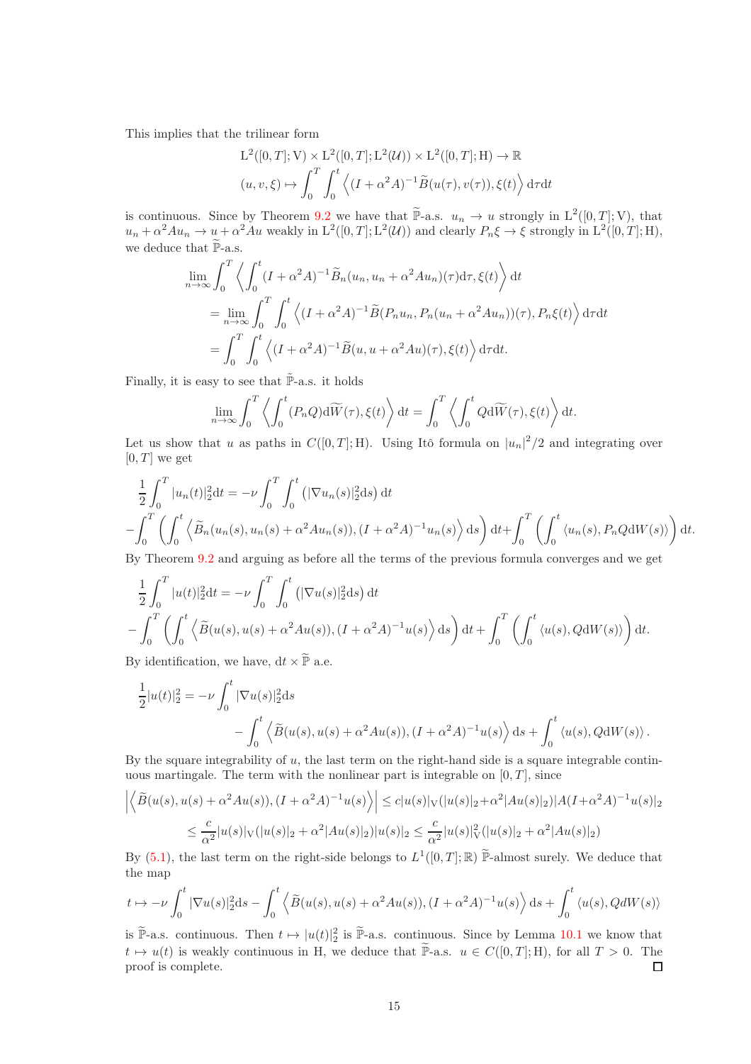This implies that the trilinear form

$$
\begin{aligned}
&\mathrm{L}^2([0,T];\mathrm{V}) \times \mathrm{L}^2([0,T];\mathrm{L}^2(\mathcal{U})) \times \mathrm{L}^2([0,T];\mathrm{H}) \to \mathbb{R} \\
&(u,v,\xi) \mapsto \int_0^T \int_0^t \left\langle (I+\alpha^2 A)^{-1} \widetilde{B}(u(\tau), v(\tau)), \xi(t) \right\rangle \mathrm{d}\tau \mathrm{d}t
\end{aligned}
$$

is continuous. Since by Theorem 9.2 we have that $\widetilde{\mathbb{P}}$-a.s. $u_n \to u$ strongly in $\mathrm{L}^2([0,T];\mathrm{V})$, that $u_n + \alpha^2 A u_n \to u + \alpha^2 A u$ weakly in $\mathrm{L}^2([0,T];\mathrm{L}^2(\mathcal{U}))$ and clearly $P_n \xi \to \xi$ strongly in $\mathrm{L}^2([0,T];\mathrm{H})$, we deduce that $\widetilde{\mathbb{P}}$-a.s.

$$
\begin{aligned}
&\lim_{n\to\infty} \int_0^T \left\langle \int_0^t (I+\alpha^2 A)^{-1} \widetilde{B}_n(u_n, u_n + \alpha^2 A u_n)(\tau) \mathrm{d}\tau, \xi(t) \right\rangle \mathrm{d}t \\
&= \lim_{n\to\infty} \int_0^T \int_0^t \left\langle (I+\alpha^2 A)^{-1} \widetilde{B}(P_n u_n, P_n(u_n + \alpha^2 A u_n))(\tau), P_n \xi(t) \right\rangle \mathrm{d}\tau \mathrm{d}t \\
&= \int_0^T \int_0^t \left\langle (I+\alpha^2 A)^{-1} \widetilde{B}(u, u + \alpha^2 A u)(\tau), \xi(t) \right\rangle \mathrm{d}\tau \mathrm{d}t.
\end{aligned}
$$

Finally, it is easy to see that $\widetilde{\mathbb{P}}$-a.s. it holds

$$
\lim_{n\to\infty} \int_0^T \left\langle \int_0^t (P_n Q) \mathrm{d}\widetilde{W}(\tau), \xi(t) \right\rangle \mathrm{d}t = \int_0^T \left\langle \int_0^t Q \mathrm{d}\widetilde{W}(\tau), \xi(t) \right\rangle \mathrm{d}t.
$$

Let us show that $u$ as paths in $C([0,T];\mathrm{H})$. Using Itô formula on $|u_n|^2/2$ and integrating over $[0,T]$ we get

$$
\begin{aligned}
&\frac{1}{2} \int_0^T |u_n(t)|_2^2 \mathrm{d}t = -\nu \int_0^T \int_0^t \left( |\nabla u_n(s)|_2^2 \mathrm{d}s \right) \mathrm{d}t \\
&- \int_0^T \left( \int_0^t \left\langle \widetilde{B}_n(u_n(s), u_n(s) + \alpha^2 A u_n(s)), (I+\alpha^2 A)^{-1} u_n(s) \right\rangle \mathrm{d}s \right) \mathrm{d}t + \int_0^T \left( \int_0^t \langle u_n(s), P_n Q \mathrm{d}W(s) \rangle \right) \mathrm{d}t.
\end{aligned}
$$

By Theorem 9.2 and arguing as before all the terms of the previous formula converges and we get

$$
\begin{aligned}
&\frac{1}{2} \int_0^T |u(t)|_2^2 \mathrm{d}t = -\nu \int_0^T \int_0^t \left( |\nabla u(s)|_2^2 \mathrm{d}s \right) \mathrm{d}t \\
&- \int_0^T \left( \int_0^t \left\langle \widetilde{B}(u(s), u(s) + \alpha^2 A u(s)), (I+\alpha^2 A)^{-1} u(s) \right\rangle \mathrm{d}s \right) \mathrm{d}t + \int_0^T \left( \int_0^t \langle u(s), Q \mathrm{d}W(s) \rangle \right) \mathrm{d}t.
\end{aligned}
$$

By identification, we have, $\mathrm{d}t \times \widetilde{\mathbb{P}}$ a.e.

$$
\begin{aligned}
\frac{1}{2} |u(t)|_2^2 = &-\nu \int_0^t |\nabla u(s)|_2^2 \mathrm{d}s \\
&- \int_0^t \left\langle \widetilde{B}(u(s), u(s) + \alpha^2 A u(s)), (I+\alpha^2 A)^{-1} u(s) \right\rangle \mathrm{d}s + \int_0^t \langle u(s), Q \mathrm{d}W(s) \rangle.
\end{aligned}
$$

By the square integrability of $u$, the last term on the right-hand side is a square integrable continuous martingale. The term with the nonlinear part is integrable on $[0,T]$, since

$$
\begin{aligned}
\left| \left\langle \widetilde{B}(u(s), u(s) + \alpha^2 A u(s)), (I+\alpha^2 A)^{-1} u(s) \right\rangle \right| &\le c |u(s)|_{\mathrm{V}} (|u(s)|_2 + \alpha^2 |Au(s)|_2) |A(I+\alpha^2 A)^{-1} u(s)|_2 \\
&\le \frac{c}{\alpha^2} |u(s)|_{\mathrm{V}} (|u(s)|_2 + \alpha^2 |Au(s)|_2) |u(s)|_2 \le \frac{c}{\alpha^2} |u(s)|_{\mathrm{V}}^2 (|u(s)|_2 + \alpha^2 |Au(s)|_2)
\end{aligned}
$$

By (5.1), the last term on the right-side belongs to $L^1([0,T];\mathbb{R})$ $\widetilde{\mathbb{P}}$-almost surely. We deduce that the map

$$
t \mapsto -\nu \int_0^t |\nabla u(s)|_2^2 \mathrm{d}s - \int_0^t \left\langle \widetilde{B}(u(s), u(s) + \alpha^2 A u(s)), (I+\alpha^2 A)^{-1} u(s) \right\rangle \mathrm{d}s + \int_0^t \langle u(s), Q \mathrm{d}W(s) \rangle
$$

is $\widetilde{\mathbb{P}}$-a.s. continuous. Then $t \mapsto |u(t)|_2^2$ is $\widetilde{\mathbb{P}}$-a.s. continuous. Since by Lemma 10.1 we know that $t \mapsto u(t)$ is weakly continuous in $\mathrm{H}$, we deduce that $\widetilde{\mathbb{P}}$-a.s. $u \in C([0,T];\mathrm{H})$, for all $T > 0$. The proof is complete. □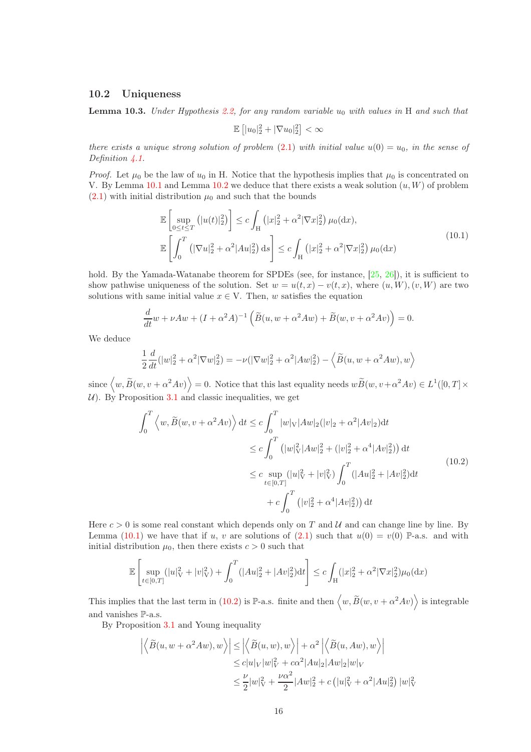### 10.2 Uniqueness

**Lemma 10.3.** *Under Hypothesis 2.2, for any random variable $u_0$ with values in* H *and such that*

$$\mathbb{E}\left[|u_0|_2^2 + |\nabla u_0|_2^2\right] < \infty$$

*there exists a unique strong solution of problem (2.1) with initial value $u(0) = u_0$, in the sense of Definition 4.1.*

*Proof.* Let $\mu_0$ be the law of $u_0$ in H. Notice that the hypothesis implies that $\mu_0$ is concentrated on V. By Lemma 10.1 and Lemma 10.2 we deduce that there exists a weak solution $(u, W)$ of problem (2.1) with initial distribution $\mu_0$ and such that the bounds

$$\begin{aligned}
\mathbb{E}\left[\sup_{0\le t\le T}\left(|u(t)|_2^2\right)\right] &\le c\int_{\mathrm{H}}\left(|x|_2^2 + \alpha^2|\nabla x|_2^2\right)\mu_0(\mathrm{d}x),\\
\mathbb{E}\left[\int_0^T\left(|\nabla u|_2^2 + \alpha^2|Au|_2^2\right)\mathrm{d}s\right] &\le c\int_{\mathrm{H}}\left(|x|_2^2 + \alpha^2|\nabla x|_2^2\right)\mu_0(\mathrm{d}x)
\end{aligned} \tag{10.1}$$

hold. By the Yamada-Watanabe theorem for SPDEs (see, for instance, [25, 26]), it is sufficient to show pathwise uniqueness of the solution. Set $w = u(t,x) - v(t,x)$, where $(u, W), (v, W)$ are two solutions with same initial value $x \in \mathrm{V}$. Then, $w$ satisfies the equation

$$\frac{d}{dt}w + \nu Aw + (I + \alpha^2 A)^{-1}\left(\widetilde{B}(u, w + \alpha^2 Aw) + \widetilde{B}(w, v + \alpha^2 Av)\right) = 0.$$

We deduce

$$\frac{1}{2}\frac{d}{dt}(|w|_2^2 + \alpha^2|\nabla w|_2^2) = -\nu(|\nabla w|_2^2 + \alpha^2|Aw|_2^2) - \left\langle \widetilde{B}(u, w + \alpha^2 Aw), w\right\rangle$$

since $\left\langle w, \widetilde{B}(w, v + \alpha^2 Av)\right\rangle = 0$. Notice that this last equality needs $w\widetilde{B}(w, v+\alpha^2 Av) \in L^1([0,T] \times \mathcal{U})$. By Proposition 3.1 and classic inequalities, we get

$$\begin{aligned}
\int_0^T \left\langle w, \widetilde{B}(w, v + \alpha^2 Av)\right\rangle \mathrm{d}t &\le c\int_0^T |w|_{\mathrm{V}}|Aw|_2(|v|_2 + \alpha^2|Av|_2)\mathrm{d}t\\
&\le c\int_0^T \left(|w|_{\mathrm{V}}^2|Aw|_2^2 + (|v|_2^2 + \alpha^4|Av|_2^2)\right)\mathrm{d}t\\
&\le c\sup_{t\in[0,T]}(|u|_{\mathrm{V}}^2 + |v|_{\mathrm{V}}^2)\int_0^T(|Au|_2^2 + |Av|_2^2)\mathrm{d}t\\
&\quad + c\int_0^T\left(|v|_2^2 + \alpha^4|Av|_2^2\right)\mathrm{d}t
\end{aligned} \tag{10.2}$$

Here $c > 0$ is some real constant which depends only on $T$ and $\mathcal{U}$ and can change line by line. By Lemma (10.1) we have that if $u$, $v$ are solutions of (2.1) such that $u(0) = v(0)$ $\mathbb{P}$-a.s. and with initial distribution $\mu_0$, then there exists $c > 0$ such that

$$\mathbb{E}\left[\sup_{t\in[0,T]}(|u|_{\mathrm{V}}^2 + |v|_{\mathrm{V}}^2) + \int_0^T(|Au|_2^2 + |Av|_2^2)\mathrm{d}t\right] \le c\int_{\mathrm{H}}(|x|_2^2 + \alpha^2|\nabla x|_2^2)\mu_0(\mathrm{d}x)$$

This implies that the last term in (10.2) is $\mathbb{P}$-a.s. finite and then $\left\langle w, \widetilde{B}(w, v + \alpha^2 Av)\right\rangle$ is integrable and vanishes $\mathbb{P}$-a.s.

By Proposition 3.1 and Young inequality

$$\begin{aligned}
\left|\left\langle \widetilde{B}(u, w + \alpha^2 Aw), w\right\rangle\right| &\le \left|\left\langle \widetilde{B}(u, w), w\right\rangle\right| + \alpha^2\left|\left\langle \widetilde{B}(u, Aw), w\right\rangle\right|\\
&\le c|u|_V|w|_{\mathrm{V}}^2 + c\alpha^2|Au|_2|Aw|_2|w|_V\\
&\le \frac{\nu}{2}|w|_{\mathrm{V}}^2 + \frac{\nu\alpha^2}{2}|Aw|_2^2 + c\left(|u|_{\mathrm{V}}^2 + \alpha^2|Au|_2^2\right)|w|_{\mathrm{V}}^2
\end{aligned}$$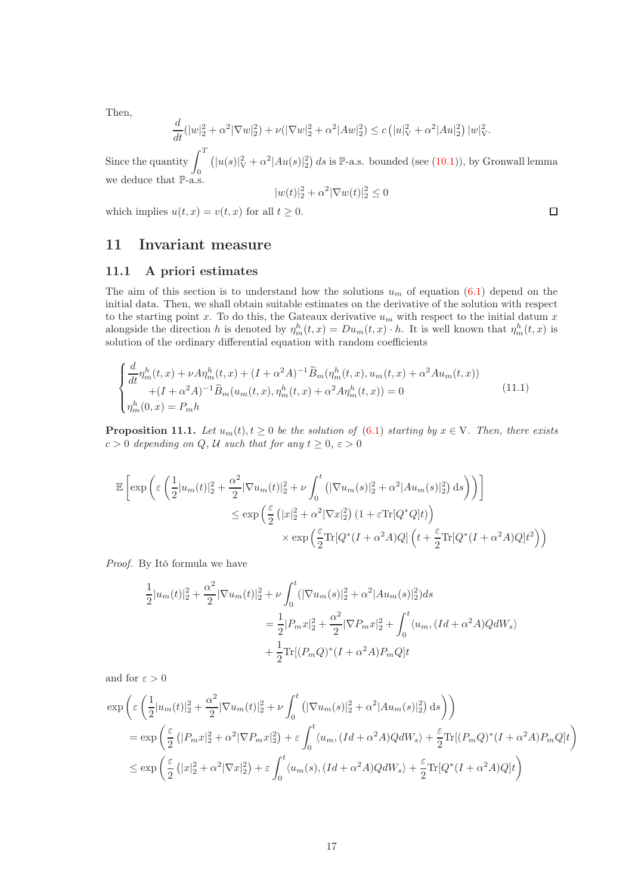Then,

$$\frac{d}{dt}(|w|_2^2 + \alpha^2|\nabla w|_2^2) + \nu(|\nabla w|_2^2 + \alpha^2|Aw|_2^2) \leq c\left(|u|_{\mathrm{V}}^2 + \alpha^2|Au|_2^2\right)|w|_{\mathrm{V}}^2.$$

Since the quantity $\int_0^T \left(|u(s)|_{\mathrm{V}}^2 + \alpha^2|Au(s)|_2^2\right) ds$ is $\mathbb{P}$-a.s. bounded (see (10.1)), by Gronwall lemma we deduce that $\mathbb{P}$-a.s.

$$|w(t)|_2^2 + \alpha^2|\nabla w(t)|_2^2 \leq 0$$

which implies $u(t,x) = v(t,x)$ for all $t \geq 0$. □

## 11 Invariant measure

### 11.1 A priori estimates

The aim of this section is to understand how the solutions $u_m$ of equation (6.1) depend on the initial data. Then, we shall obtain suitable estimates on the derivative of the solution with respect to the starting point $x$. To do this, the Gateaux derivative $u_m$ with respect to the initial datum $x$ alongside the direction $h$ is denoted by $\eta_m^h(t,x) = Du_m(t,x)\cdot h$. It is well known that $\eta_m^h(t,x)$ is solution of the ordinary differential equation with random coefficients

$$\begin{cases} \dfrac{d}{dt}\eta_m^h(t,x) + \nu A\eta_m^h(t,x) + (I+\alpha^2 A)^{-1}\widetilde{B}_m(\eta_m^h(t,x), u_m(t,x) + \alpha^2 Au_m(t,x)) \\ \qquad + (I+\alpha^2 A)^{-1}\widetilde{B}_m(u_m(t,x), \eta_m^h(t,x) + \alpha^2 A\eta_m^h(t,x)) = 0 \\ \eta_m^h(0,x) = P_m h \end{cases} \tag{11.1}$$

**Proposition 11.1.** *Let $u_m(t), t \geq 0$ be the solution of (6.1) starting by $x \in \mathrm{V}$. Then, there exists $c > 0$ depending on $Q, \mathcal{U}$ such that for any $t \geq 0$, $\varepsilon > 0$*

$$\begin{aligned} \mathbb{E}\left[\exp\left(\varepsilon\left(\frac{1}{2}|u_m(t)|_2^2 + \frac{\alpha^2}{2}|\nabla u_m(t)|_2^2 + \nu\int_0^t \left(|\nabla u_m(s)|_2^2 + \alpha^2|Au_m(s)|_2^2\right) \mathrm{d}s\right)\right)\right] \\ \leq \exp\left(\frac{\varepsilon}{2}\left(|x|_2^2 + \alpha^2|\nabla x|_2^2\right)(1 + \varepsilon \mathrm{Tr}[Q^*Q]t)\right) \\ \times \exp\left(\frac{\varepsilon}{2}\mathrm{Tr}[Q^*(I+\alpha^2 A)Q]\left(t + \frac{\varepsilon}{2}\mathrm{Tr}[Q^*(I+\alpha^2 A)Q]t^2\right)\right) \end{aligned}$$

*Proof.* By Itô formula we have

$$\begin{aligned} \frac{1}{2}|u_m(t)|_2^2 + \frac{\alpha^2}{2}|\nabla u_m(t)|_2^2 + \nu\int_0^t (|\nabla u_m(s)|_2^2 + \alpha^2|Au_m(s)|_2^2) ds \\ = \frac{1}{2}|P_m x|_2^2 + \frac{\alpha^2}{2}|\nabla P_m x|_2^2 + \int_0^t \langle u_m, (Id + \alpha^2 A)QdW_s\rangle \\ + \frac{1}{2}\mathrm{Tr}[(P_m Q)^*(I+\alpha^2 A)P_m Q]t \end{aligned}$$

and for $\varepsilon > 0$

$$\begin{aligned} &\exp\left(\varepsilon\left(\frac{1}{2}|u_m(t)|_2^2 + \frac{\alpha^2}{2}|\nabla u_m(t)|_2^2 + \nu\int_0^t \left(|\nabla u_m(s)|_2^2 + \alpha^2|Au_m(s)|_2^2\right) \mathrm{d}s\right)\right) \\ &= \exp\left(\frac{\varepsilon}{2}\left(|P_m x|_2^2 + \alpha^2|\nabla P_m x|_2^2\right) + \varepsilon\int_0^t \langle u_m, (Id+\alpha^2 A)QdW_s\rangle + \frac{\varepsilon}{2}\mathrm{Tr}[(P_m Q)^*(I+\alpha^2 A)P_m Q]t\right) \\ &\leq \exp\left(\frac{\varepsilon}{2}\left(|x|_2^2 + \alpha^2|\nabla x|_2^2\right) + \varepsilon\int_0^t \langle u_m(s), (Id+\alpha^2 A)QdW_s\rangle + \frac{\varepsilon}{2}\mathrm{Tr}[Q^*(I+\alpha^2 A)Q]t\right) \end{aligned}$$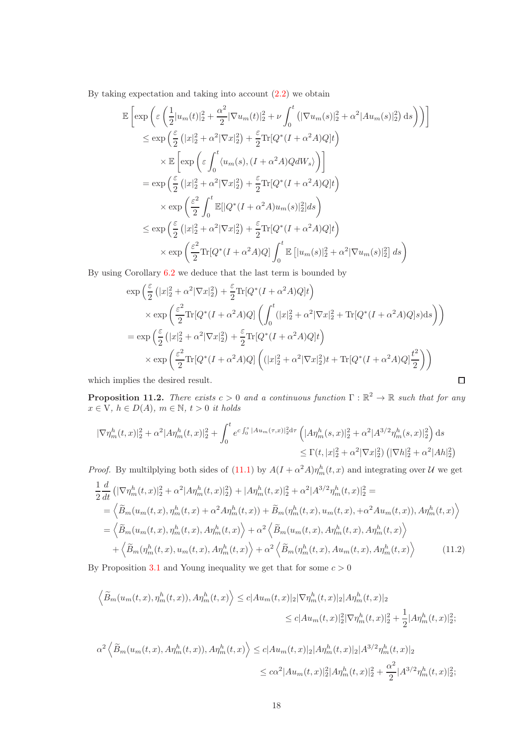By taking expectation and taking into account (2.2) we obtain

$$
\begin{aligned}
&\mathbb{E}\left[\exp\left(\varepsilon\left(\frac{1}{2}|u_m(t)|_2^2+\frac{\alpha^2}{2}|\nabla u_m(t)|_2^2+\nu\int_0^t\left(|\nabla u_m(s)|_2^2+\alpha^2|Au_m(s)|_2^2\right)\mathrm{d}s\right)\right)\right]\\
&\quad\le \exp\left(\frac{\varepsilon}{2}\left(|x|_2^2+\alpha^2|\nabla x|_2^2\right)+\frac{\varepsilon}{2}\mathrm{Tr}[Q^*(I+\alpha^2A)Q]t\right)\\
&\qquad\times\mathbb{E}\left[\exp\left(\varepsilon\int_0^t\langle u_m(s),(I+\alpha^2A)QdW_s\rangle\right)\right]\\
&\quad= \exp\left(\frac{\varepsilon}{2}\left(|x|_2^2+\alpha^2|\nabla x|_2^2\right)+\frac{\varepsilon}{2}\mathrm{Tr}[Q^*(I+\alpha^2A)Q]t\right)\\
&\qquad\times\exp\left(\frac{\varepsilon^2}{2}\int_0^t\mathbb{E}[|Q^*(I+\alpha^2A)u_m(s)|_2^2]ds\right)\\
&\quad\le \exp\left(\frac{\varepsilon}{2}\left(|x|_2^2+\alpha^2|\nabla x|_2^2\right)+\frac{\varepsilon}{2}\mathrm{Tr}[Q^*(I+\alpha^2A)Q]t\right)\\
&\qquad\times\exp\left(\frac{\varepsilon^2}{2}\mathrm{Tr}[Q^*(I+\alpha^2A)Q]\int_0^t\mathbb{E}\left[|u_m(s)|_2^2+\alpha^2|\nabla u_m(s)|_2^2\right]ds\right)
\end{aligned}
$$

By using Corollary 6.2 we deduce that the last term is bounded by

$$
\begin{aligned}
&\exp\left(\frac{\varepsilon}{2}\left(|x|_2^2+\alpha^2|\nabla x|_2^2\right)+\frac{\varepsilon}{2}\mathrm{Tr}[Q^*(I+\alpha^2A)Q]t\right)\\
&\qquad\times\exp\left(\frac{\varepsilon^2}{2}\mathrm{Tr}[Q^*(I+\alpha^2A)Q]\left(\int_0^t(|x|_2^2+\alpha^2|\nabla x|_2^2+\mathrm{Tr}[Q^*(I+\alpha^2A)Q]s)\mathrm{d}s\right)\right)\\
&\quad= \exp\left(\frac{\varepsilon}{2}\left(|x|_2^2+\alpha^2|\nabla x|_2^2\right)+\frac{\varepsilon}{2}\mathrm{Tr}[Q^*(I+\alpha^2A)Q]t\right)\\
&\qquad\times\exp\left(\frac{\varepsilon^2}{2}\mathrm{Tr}[Q^*(I+\alpha^2A)Q]\left((|x|_2^2+\alpha^2|\nabla x|_2^2)t+\mathrm{Tr}[Q^*(I+\alpha^2A)Q]\frac{t^2}{2}\right)\right)
\end{aligned}
$$

which implies the desired result. □

**Proposition 11.2.** *There exists $c>0$ and a continuous function $\Gamma:\mathbb{R}^2\to\mathbb{R}$ such that for any $x\in \mathrm{V}$, $h\in D(A)$, $m\in\mathbb{N}$, $t>0$ it holds*

$$
\begin{aligned}
|\nabla\eta_m^h(t,x)|_2^2+\alpha^2|A\eta_m^h(t,x)|_2^2+\int_0^t e^{c\int_0^s|Au_m(\tau,x)|_2^2\mathrm{d}\tau}\left(|A\eta_m^h(s,x)|_2^2+\alpha^2|A^{3/2}\eta_m^h(s,x)|_2^2\right)\mathrm{d}s\\
\le\Gamma(t,|x|_2^2+\alpha^2|\nabla x|_2^2)\left(|\nabla h|_2^2+\alpha^2|Ah|_2^2\right)
\end{aligned}
$$

*Proof.* By multilplying both sides of (11.1) by $A(I+\alpha^2A)\eta_m^h(t,x)$ and integrating over $\mathcal{U}$ we get

$$
\begin{aligned}
&\frac{1}{2}\frac{d}{dt}\left(|\nabla\eta_m^h(t,x)|_2^2+\alpha^2|A\eta_m^h(t,x)|_2^2\right)+|A\eta_m^h(t,x)|_2^2+\alpha^2|A^{3/2}\eta_m^h(t,x)|_2^2=\\
&=\left\langle\widetilde{B}_m(u_m(t,x),\eta_m^h(t,x)+\alpha^2A\eta_m^h(t,x))+\widetilde{B}_m(\eta_m^h(t,x),u_m(t,x),+\alpha^2Au_m(t,x)),A\eta_m^h(t,x)\right\rangle\\
&=\left\langle\widetilde{B}_m(u_m(t,x),\eta_m^h(t,x),A\eta_m^h(t,x)\right\rangle+\alpha^2\left\langle\widetilde{B}_m(u_m(t,x),A\eta_m^h(t,x),A\eta_m^h(t,x)\right\rangle\\
&\quad+\left\langle\widetilde{B}_m(\eta_m^h(t,x),u_m(t,x),A\eta_m^h(t,x)\right\rangle+\alpha^2\left\langle\widetilde{B}_m(\eta_m^h(t,x),Au_m(t,x),A\eta_m^h(t,x)\right\rangle \qquad (11.2)
\end{aligned}
$$

By Proposition 3.1 and Young inequality we get that for some $c>0$

$$
\begin{aligned}
\left\langle\widetilde{B}_m(u_m(t,x),\eta_m^h(t,x)),A\eta_m^h(t,x)\right\rangle&\le c|Au_m(t,x)|_2|\nabla\eta_m^h(t,x)|_2|A\eta_m^h(t,x)|_2\\
&\le c|Au_m(t,x)|_2^2|\nabla\eta_m^h(t,x)|_2^2+\frac{1}{2}|A\eta_m^h(t,x)|_2^2;
\end{aligned}
$$

$$
\begin{aligned}
\alpha^2\left\langle\widetilde{B}_m(u_m(t,x),A\eta_m^h(t,x)),A\eta_m^h(t,x)\right\rangle&\le c|Au_m(t,x)|_2|A\eta_m^h(t,x)|_2|A^{3/2}\eta_m^h(t,x)|_2\\
&\le c\alpha^2|Au_m(t,x)|_2^2|A\eta_m^h(t,x)|_2^2+\frac{\alpha^2}{2}|A^{3/2}\eta_m^h(t,x)|_2^2;
\end{aligned}
$$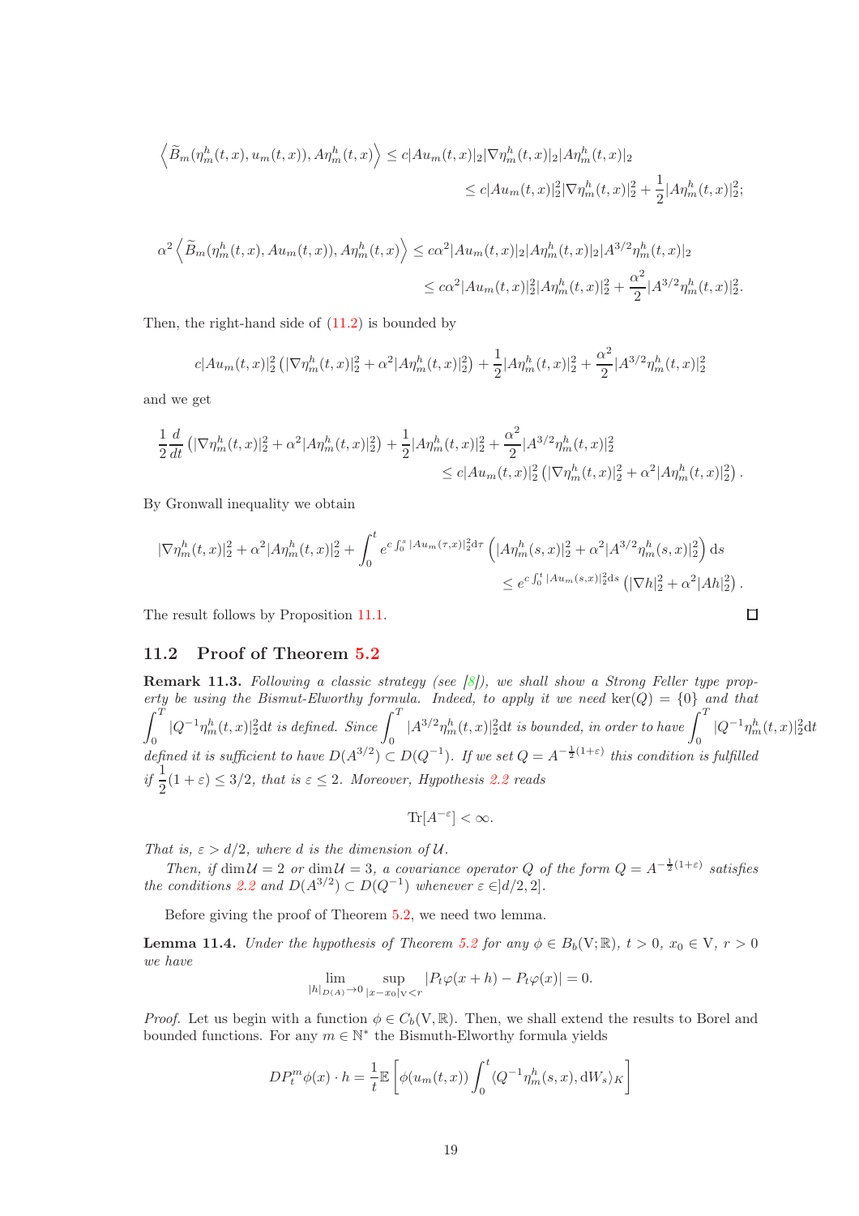$$
\begin{aligned}
\left\langle \widetilde{B}_m(\eta^h_m(t,x), u_m(t,x)), A\eta^h_m(t,x)\right\rangle &\le c|Au_m(t,x)|_2|\nabla\eta^h_m(t,x)|_2|A\eta^h_m(t,x)|_2\\
&\le c|Au_m(t,x)|_2^2|\nabla\eta^h_m(t,x)|_2^2 + \frac{1}{2}|A\eta^h_m(t,x)|_2^2;
\end{aligned}
$$

$$
\begin{aligned}
\alpha^2\left\langle \widetilde{B}_m(\eta^h_m(t,x), Au_m(t,x)), A\eta^h_m(t,x)\right\rangle &\le c\alpha^2|Au_m(t,x)|_2|A\eta^h_m(t,x)|_2|A^{3/2}\eta^h_m(t,x)|_2\\
&\le c\alpha^2|Au_m(t,x)|_2^2|A\eta^h_m(t,x)|_2^2 + \frac{\alpha^2}{2}|A^{3/2}\eta^h_m(t,x)|_2^2.
\end{aligned}
$$

Then, the right-hand side of (11.2) is bounded by

$$
c|Au_m(t,x)|_2^2\left(|\nabla\eta^h_m(t,x)|_2^2 + \alpha^2|A\eta^h_m(t,x)|_2^2\right) + \frac{1}{2}|A\eta^h_m(t,x)|_2^2 + \frac{\alpha^2}{2}|A^{3/2}\eta^h_m(t,x)|_2^2
$$

and we get

$$
\begin{aligned}
\frac{1}{2}\frac{d}{dt}\left(|\nabla\eta^h_m(t,x)|_2^2 + \alpha^2|A\eta^h_m(t,x)|_2^2\right) + \frac{1}{2}|A\eta^h_m(t,x)|_2^2 + \frac{\alpha^2}{2}|A^{3/2}\eta^h_m(t,x)|_2^2&\\
\le c|Au_m(t,x)|_2^2\left(|\nabla\eta^h_m(t,x)|_2^2 + \alpha^2|A\eta^h_m(t,x)|_2^2\right).&
\end{aligned}
$$

By Gronwall inequality we obtain

$$
\begin{aligned}
|\nabla\eta^h_m(t,x)|_2^2 + \alpha^2|A\eta^h_m(t,x)|_2^2 + \int_0^t e^{c\int_0^s|Au_m(\tau,x)|_2^2\mathrm{d}\tau}\left(|A\eta^h_m(s,x)|_2^2 + \alpha^2|A^{3/2}\eta^h_m(s,x)|_2^2\right)\mathrm{d}s&\\
\le e^{c\int_0^t|Au_m(s,x)|_2^2\mathrm{d}s}\left(|\nabla h|_2^2 + \alpha^2|Ah|_2^2\right).&
\end{aligned}
$$

The result follows by Proposition 11.1. ☐

## 11.2 Proof of Theorem 5.2

**Remark 11.3.** *Following a classic strategy (see [8]), we shall show a Strong Feller type property be using the Bismut-Elworthy formula. Indeed, to apply it we need* $\ker(Q) = \{0\}$ *and that* $\int_0^T |Q^{-1}\eta^h_m(t,x)|_2^2\mathrm{d}t$ *is defined. Since* $\int_0^T |A^{3/2}\eta^h_m(t,x)|_2^2\mathrm{d}t$ *is bounded, in order to have* $\int_0^T |Q^{-1}\eta^h_m(t,x)|_2^2\mathrm{d}t$ *defined it is sufficient to have* $D(A^{3/2}) \subset D(Q^{-1})$*. If we set* $Q = A^{-\frac{1}{2}(1+\varepsilon)}$ *this condition is fulfilled if* $\frac{1}{2}(1+\varepsilon) \le 3/2$*, that is* $\varepsilon \le 2$*. Moreover, Hypothesis 2.2 reads*

$$
\mathrm{Tr}[A^{-\varepsilon}] < \infty.
$$

*That is,* $\varepsilon > d/2$*, where* $d$ *is the dimension of* $\mathcal{U}$*.*

*Then, if* $\dim\mathcal{U} = 2$ *or* $\dim\mathcal{U} = 3$*, a covariance operator* $Q$ *of the form* $Q = A^{-\frac{1}{2}(1+\varepsilon)}$ *satisfies the conditions 2.2 and* $D(A^{3/2}) \subset D(Q^{-1})$ *whenever* $\varepsilon \in ]d/2, 2]$*.*

Before giving the proof of Theorem 5.2, we need two lemma.

**Lemma 11.4.** *Under the hypothesis of Theorem 5.2 for any* $\phi \in B_b(\mathrm{V};\mathbb{R})$*,* $t > 0$*,* $x_0 \in \mathrm{V}$*,* $r > 0$ *we have*

$$
\lim_{|h|_{D(A)}\to 0}\ \sup_{|x-x_0|_{\mathrm{V}}<r}|P_t\varphi(x+h) - P_t\varphi(x)| = 0.
$$

*Proof.* Let us begin with a function $\phi \in C_b(\mathrm{V},\mathbb{R})$. Then, we shall extend the results to Borel and bounded functions. For any $m \in \mathbb{N}^*$ the Bismuth-Elworthy formula yields

$$
DP^m_t\phi(x)\cdot h = \frac{1}{t}\mathbb{E}\left[\phi(u_m(t,x))\int_0^t \langle Q^{-1}\eta^h_m(s,x), \mathrm{d}W_s\rangle_K\right]
$$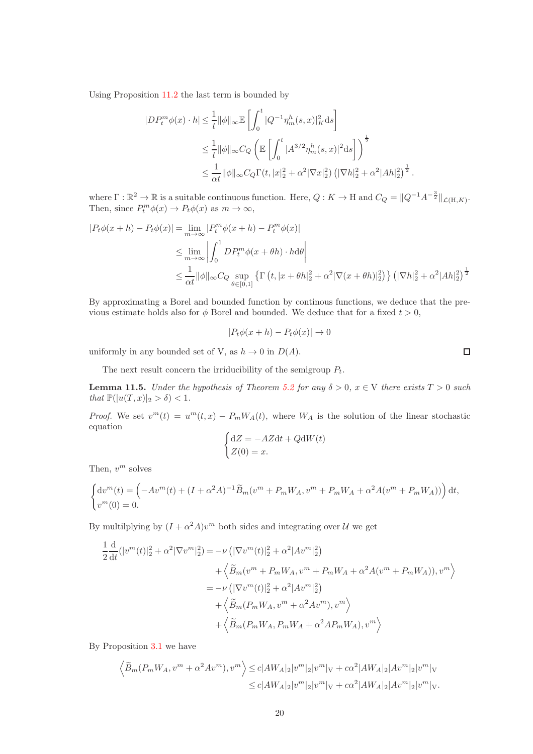Using Proposition 11.2 the last term is bounded by

$$
\begin{aligned}
|DP_t^m\phi(x)\cdot h| &\leq \frac{1}{t}\|\phi\|_\infty \mathbb{E}\left[\int_0^t |Q^{-1}\eta_m^h(s,x)|_K^2 \mathrm{d}s\right] \\
&\leq \frac{1}{t}\|\phi\|_\infty C_Q \left(\mathbb{E}\left[\int_0^t |A^{3/2}\eta_m^h(s,x)|^2 \mathrm{d}s\right]\right)^{\frac{1}{2}} \\
&\leq \frac{1}{\alpha t}\|\phi\|_\infty C_Q \Gamma(t, |x|_2^2 + \alpha^2|\nabla x|_2^2)\left(|\nabla h|_2^2 + \alpha^2 |Ah|_2^2\right)^{\frac{1}{2}}.
\end{aligned}
$$

where $\Gamma : \mathbb{R}^2 \to \mathbb{R}$ is a suitable continuous function. Here, $Q : K \to \mathrm{H}$ and $C_Q = \|Q^{-1}A^{-\frac{3}{2}}\|_{\mathcal{L}(\mathrm{H},K)}$. Then, since $P_t^m\phi(x) \to P_t\phi(x)$ as $m \to \infty$,

$$
\begin{aligned}
|P_t\phi(x+h) - P_t\phi(x)| &= \lim_{m\to\infty} |P_t^m\phi(x+h) - P_t^m\phi(x)| \\
&\leq \lim_{m\to\infty}\left|\int_0^1 DP_t^m\phi(x+\theta h)\cdot h \mathrm{d}\theta\right| \\
&\leq \frac{1}{\alpha t}\|\phi\|_\infty C_Q \sup_{\theta\in[0,1]}\left\{\Gamma\left(t, |x+\theta h|_2^2 + \alpha^2|\nabla(x+\theta h)|_2^2\right)\right\}\left(|\nabla h|_2^2 + \alpha^2|Ah|_2^2\right)^{\frac{1}{2}}
\end{aligned}
$$

By approximating a Borel and bounded function by continous functions, we deduce that the previous estimate holds also for $\phi$ Borel and bounded. We deduce that for a fixed $t > 0$,

$$
|P_t\phi(x+h) - P_t\phi(x)| \to 0
$$

uniformly in any bounded set of V, as $h \to 0$ in $D(A)$. □

The next result concern the irreducibility of the semigroup $P_t$.

**Lemma 11.5.** *Under the hypothesis of Theorem 5.2 for any $\delta > 0$, $x \in \mathrm{V}$ there exists $T > 0$ such that $\mathbb{P}(|u(T,x)|_2 > \delta) < 1$.*

*Proof.* We set $v^m(t) = u^m(t,x) - P_m W_A(t)$, where $W_A$ is the solution of the linear stochastic equation

$$
\begin{cases}
\mathrm{d}Z = -AZ\mathrm{d}t + Q\mathrm{d}W(t) \\
Z(0) = x.
\end{cases}
$$

Then, $v^m$ solves

$$
\begin{cases}
\mathrm{d}v^m(t) = \left(-Av^m(t) + (I+\alpha^2 A)^{-1}\widetilde{B}_m(v^m + P_mW_A, v^m + P_mW_A + \alpha^2 A(v^m + P_mW_A))\right)\mathrm{d}t, \\
v^m(0) = 0.
\end{cases}
$$

By multilplying by $(I+\alpha^2 A)v^m$ both sides and integrating over $\mathcal{U}$ we get

$$
\begin{aligned}
\frac{1}{2}\frac{\mathrm{d}}{\mathrm{d}t}(|v^m(t)|_2^2 + \alpha^2|\nabla v^m|_2^2) &= -\nu\left(|\nabla v^m(t)|_2^2 + \alpha^2|Av^m|_2^2\right) \\
&\quad + \left\langle \widetilde{B}_m(v^m + P_mW_A, v^m + P_mW_A + \alpha^2 A(v^m + P_mW_A)), v^m\right\rangle \\
&= -\nu\left(|\nabla v^m(t)|_2^2 + \alpha^2|Av^m|_2^2\right) \\
&\quad + \left\langle \widetilde{B}_m(P_mW_A, v^m + \alpha^2 Av^m), v^m\right\rangle \\
&\quad + \left\langle \widetilde{B}_m(P_mW_A, P_mW_A + \alpha^2 AP_mW_A), v^m\right\rangle
\end{aligned}
$$

By Proposition 3.1 we have

$$
\begin{aligned}
\left\langle \widetilde{B}_m(P_mW_A, v^m + \alpha^2 Av^m), v^m\right\rangle &\leq c|AW_A|_2|v^m|_2|v^m|_{\mathrm{V}} + c\alpha^2|AW_A|_2|Av^m|_2|v^m|_{\mathrm{V}} \\
&\leq c|AW_A|_2|v^m|_2|v^m|_{\mathrm{V}} + c\alpha^2|AW_A|_2|Av^m|_2|v^m|_{\mathrm{V}}.
\end{aligned}
$$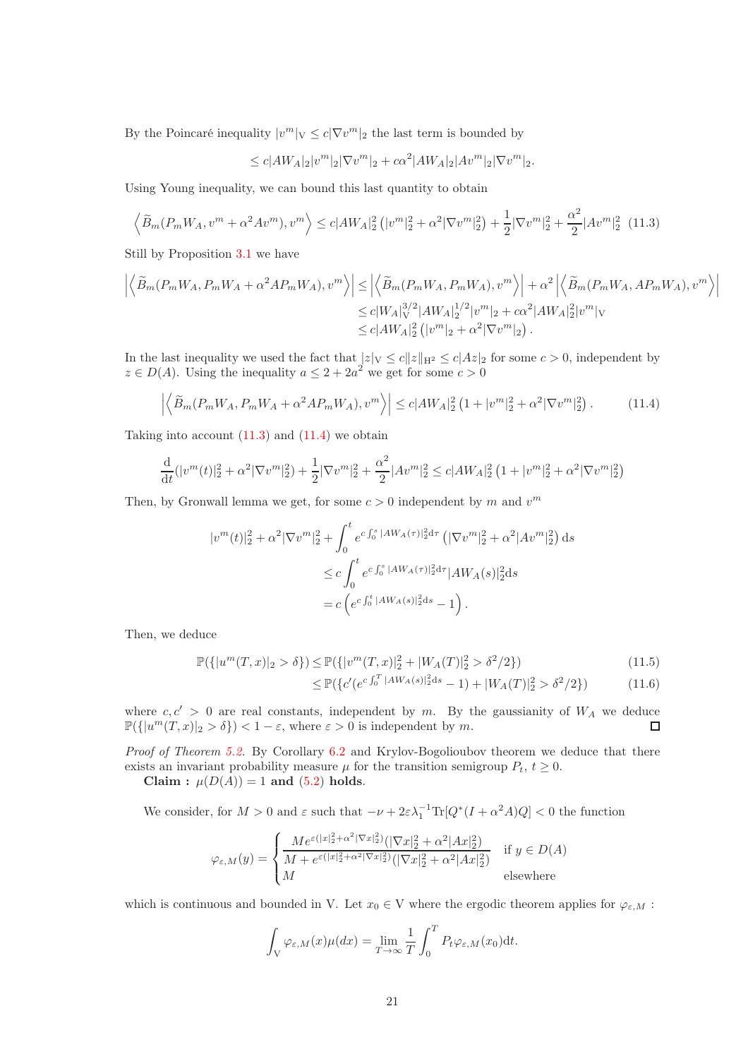By the Poincaré inequality $|v^m|_{\mathrm{V}} \le c|\nabla v^m|_2$ the last term is bounded by

$$\le c|AW_A|_2|v^m|_2|\nabla v^m|_2 + c\alpha^2|AW_A|_2|Av^m|_2|\nabla v^m|_2.$$

Using Young inequality, we can bound this last quantity to obtain

$$\left\langle \widetilde{B}_m(P_mW_A, v^m + \alpha^2 Av^m), v^m\right\rangle \le c|AW_A|_2^2\left(|v^m|_2^2 + \alpha^2|\nabla v^m|_2^2\right) + \frac{1}{2}|\nabla v^m|_2^2 + \frac{\alpha^2}{2}|Av^m|_2^2 \quad (11.3)$$

Still by Proposition 3.1 we have

$$\begin{aligned}
\left|\left\langle \widetilde{B}_m(P_mW_A, P_mW_A + \alpha^2 AP_mW_A), v^m\right\rangle\right| &\le \left|\left\langle \widetilde{B}_m(P_mW_A, P_mW_A), v^m\right\rangle\right| + \alpha^2\left|\left\langle \widetilde{B}_m(P_mW_A, AP_mW_A), v^m\right\rangle\right| \\
&\le c|W_A|_{\mathrm{V}}^{3/2}|AW_A|_2^{1/2}|v^m|_2 + c\alpha^2|AW_A|_2^2|v^m|_{\mathrm{V}} \\
&\le c|AW_A|_2^2\left(|v^m|_2 + \alpha^2|\nabla v^m|_2\right).
\end{aligned}$$

In the last inequality we used the fact that $|z|_{\mathrm{V}} \le c\|z\|_{\mathrm{H}^2} \le c|Az|_2$ for some $c > 0$, independent by $z \in D(A)$. Using the inequality $a \le 2 + 2a^2$ we get for some $c > 0$

$$\left|\left\langle \widetilde{B}_m(P_mW_A, P_mW_A + \alpha^2 AP_mW_A), v^m\right\rangle\right| \le c|AW_A|_2^2\left(1 + |v^m|_2^2 + \alpha^2|\nabla v^m|_2^2\right). \quad (11.4)$$

Taking into account (11.3) and (11.4) we obtain

$$\frac{\mathrm{d}}{\mathrm{d}t}(|v^m(t)|_2^2 + \alpha^2|\nabla v^m|_2^2) + \frac{1}{2}|\nabla v^m|_2^2 + \frac{\alpha^2}{2}|Av^m|_2^2 \le c|AW_A|_2^2\left(1 + |v^m|_2^2 + \alpha^2|\nabla v^m|_2^2\right)$$

Then, by Gronwall lemma we get, for some $c > 0$ independent by $m$ and $v^m$

$$\begin{aligned}
|v^m(t)|_2^2 + \alpha^2|\nabla v^m|_2^2 + \int_0^t e^{c\int_0^s |AW_A(\tau)|_2^2\mathrm{d}\tau}\left(|\nabla v^m|_2^2 + \alpha^2|Av^m|_2^2\right)\mathrm{d}s \\
\le c\int_0^t e^{c\int_0^s |AW_A(\tau)|_2^2\mathrm{d}\tau}|AW_A(s)|_2^2\mathrm{d}s \\
= c\left(e^{c\int_0^t |AW_A(s)|_2^2\mathrm{d}s} - 1\right).
\end{aligned}$$

Then, we deduce

$$\begin{aligned}
\mathbb{P}(\{|u^m(T,x)|_2 > \delta\}) &\le \mathbb{P}(\{|v^m(T,x)|_2^2 + |W_A(T)|_2^2 > \delta^2/2\}) &(11.5)\\
&\le \mathbb{P}(\{c'(e^{c\int_0^T |AW_A(s)|_2^2\mathrm{d}s} - 1) + |W_A(T)|_2^2 > \delta^2/2\}) &(11.6)
\end{aligned}$$

where $c, c' > 0$ are real constants, independent by $m$. By the gaussianity of $W_A$ we deduce $\mathbb{P}(\{|u^m(T,x)|_2 > \delta\}) < 1 - \varepsilon$, where $\varepsilon > 0$ is independent by $m$. ◻

*Proof of Theorem 5.2.* By Corollary 6.2 and Krylov-Bogolioubov theorem we deduce that there exists an invariant probability measure $\mu$ for the transition semigroup $P_t$, $t \ge 0$.

**Claim : $\mu(D(A)) = 1$ and (5.2) holds.**

We consider, for $M > 0$ and $\varepsilon$ such that $-\nu + 2\varepsilon\lambda_1^{-1}\mathrm{Tr}[Q^*(I + \alpha^2 A)Q] < 0$ the function

$$\varphi_{\varepsilon,M}(y) = \begin{cases} \dfrac{Me^{\varepsilon(|x|_2^2 + \alpha^2|\nabla x|_2^2)}(|\nabla x|_2^2 + \alpha^2|Ax|_2^2)}{M + e^{\varepsilon(|x|_2^2 + \alpha^2|\nabla x|_2^2)}(|\nabla x|_2^2 + \alpha^2|Ax|_2^2)} & \text{if } y \in D(A) \\ M & \text{elsewhere} \end{cases}$$

which is continuous and bounded in V. Let $x_0 \in \mathrm{V}$ where the ergodic theorem applies for $\varphi_{\varepsilon,M}$ :

$$\int_{\mathrm{V}} \varphi_{\varepsilon,M}(x)\mu(dx) = \lim_{T\to\infty}\frac{1}{T}\int_0^T P_t\varphi_{\varepsilon,M}(x_0)\mathrm{d}t.$$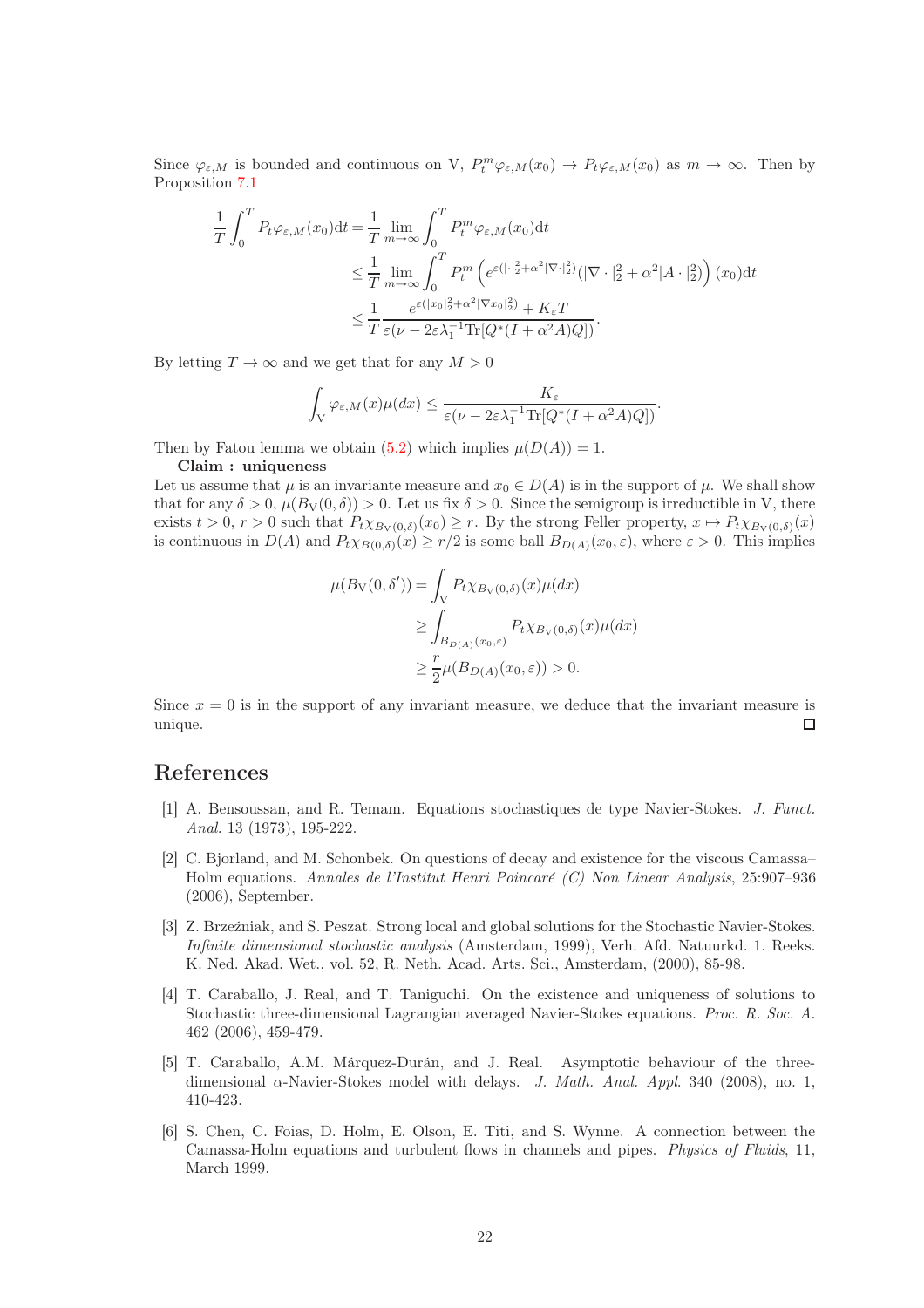Since $\varphi_{\varepsilon,M}$ is bounded and continuous on V, $P_t^m\varphi_{\varepsilon,M}(x_0) \to P_t\varphi_{\varepsilon,M}(x_0)$ as $m \to \infty$. Then by Proposition 7.1

$$
\begin{aligned}
\frac{1}{T}\int_0^T P_t\varphi_{\varepsilon,M}(x_0)\mathrm{d}t &= \frac{1}{T}\lim_{m\to\infty}\int_0^T P_t^m\varphi_{\varepsilon,M}(x_0)\mathrm{d}t \\
&\leq \frac{1}{T}\lim_{m\to\infty}\int_0^T P_t^m\left(e^{\varepsilon(|\cdot|_2^2+\alpha^2|\nabla\cdot|_2^2)}(|\nabla\cdot|_2^2+\alpha^2|A\cdot|_2^2)\right)(x_0)\mathrm{d}t \\
&\leq \frac{1}{T}\frac{e^{\varepsilon(|x_0|_2^2+\alpha^2|\nabla x_0|_2^2)}+K_\varepsilon T}{\varepsilon(\nu-2\varepsilon\lambda_1^{-1}\mathrm{Tr}[Q^*(I+\alpha^2A)Q])}.
\end{aligned}
$$

By letting $T\to\infty$ and we get that for any $M>0$

$$
\int_{\mathrm{V}}\varphi_{\varepsilon,M}(x)\mu(dx) \leq \frac{K_\varepsilon}{\varepsilon(\nu-2\varepsilon\lambda_1^{-1}\mathrm{Tr}[Q^*(I+\alpha^2A)Q])}.
$$

Then by Fatou lemma we obtain (5.2) which implies $\mu(D(A))=1$.

**Claim : uniqueness**

Let us assume that $\mu$ is an invariante measure and $x_0\in D(A)$ is in the support of $\mu$. We shall show that for any $\delta>0$, $\mu(B_{\mathrm{V}}(0,\delta))>0$. Let us fix $\delta>0$. Since the semigroup is irreductible in V, there exists $t>0$, $r>0$ such that $P_t\chi_{B_{\mathrm{V}}(0,\delta)}(x_0)\geq r$. By the strong Feller property, $x\mapsto P_t\chi_{B_{\mathrm{V}}(0,\delta)}(x)$ is continuous in $D(A)$ and $P_t\chi_{B(0,\delta)}(x)\geq r/2$ is some ball $B_{D(A)}(x_0,\varepsilon)$, where $\varepsilon>0$. This implies

$$
\begin{aligned}
\mu(B_{\mathrm{V}}(0,\delta')) &= \int_{\mathrm{V}} P_t\chi_{B_{\mathrm{V}}(0,\delta)}(x)\mu(dx) \\
&\geq \int_{B_{D(A)}(x_0,\varepsilon)} P_t\chi_{B_{\mathrm{V}}(0,\delta)}(x)\mu(dx) \\
&\geq \frac{r}{2}\mu(B_{D(A)}(x_0,\varepsilon))>0.
\end{aligned}
$$

Since $x=0$ is in the support of any invariant measure, we deduce that the invariant measure is unique. □

# References

[1] A. Bensoussan, and R. Temam. Equations stochastiques de type Navier-Stokes. *J. Funct. Anal.* 13 (1973), 195-222.

[2] C. Bjorland, and M. Schonbek. On questions of decay and existence for the viscous Camassa–Holm equations. *Annales de l'Institut Henri Poincaré (C) Non Linear Analysis*, 25:907–936 (2006), September.

[3] Z. Brzeźniak, and S. Peszat. Strong local and global solutions for the Stochastic Navier-Stokes. *Infinite dimensional stochastic analysis* (Amsterdam, 1999), Verh. Afd. Natuurkd. 1. Reeks. K. Ned. Akad. Wet., vol. 52, R. Neth. Acad. Arts. Sci., Amsterdam, (2000), 85-98.

[4] T. Caraballo, J. Real, and T. Taniguchi. On the existence and uniqueness of solutions to Stochastic three-dimensional Lagrangian averaged Navier-Stokes equations. *Proc. R. Soc. A.* 462 (2006), 459-479.

[5] T. Caraballo, A.M. Márquez-Durán, and J. Real. Asymptotic behaviour of the three-dimensional $\alpha$-Navier-Stokes model with delays. *J. Math. Anal. Appl.* 340 (2008), no. 1, 410-423.

[6] S. Chen, C. Foias, D. Holm, E. Olson, E. Titi, and S. Wynne. A connection between the Camassa-Holm equations and turbulent flows in channels and pipes. *Physics of Fluids*, 11, March 1999.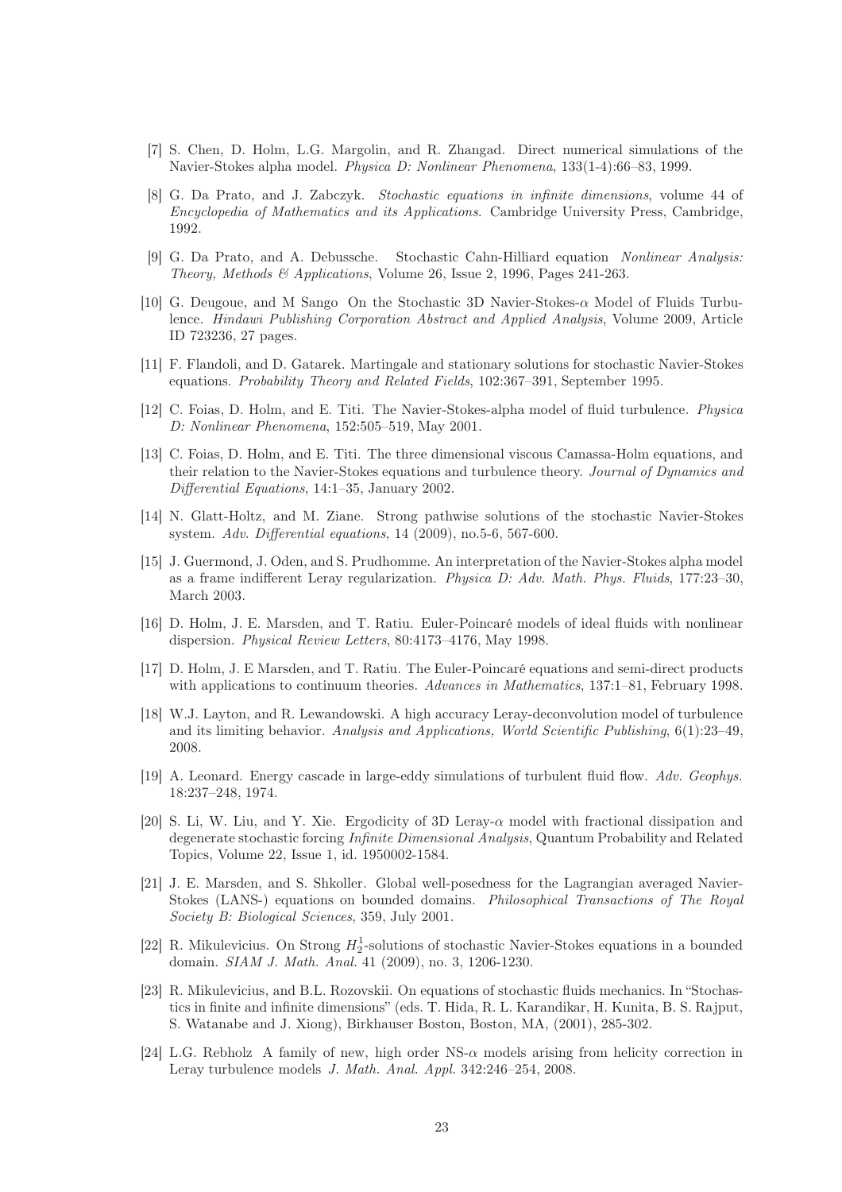[7] S. Chen, D. Holm, L.G. Margolin, and R. Zhangad. Direct numerical simulations of the Navier-Stokes alpha model. *Physica D: Nonlinear Phenomena*, 133(1-4):66–83, 1999.

[8] G. Da Prato, and J. Zabczyk. *Stochastic equations in infinite dimensions*, volume 44 of *Encyclopedia of Mathematics and its Applications*. Cambridge University Press, Cambridge, 1992.

[9] G. Da Prato, and A. Debussche. Stochastic Cahn-Hilliard equation *Nonlinear Analysis: Theory, Methods & Applications*, Volume 26, Issue 2, 1996, Pages 241-263.

[10] G. Deugoue, and M Sango On the Stochastic 3D Navier-Stokes-$\alpha$ Model of Fluids Turbulence. *Hindawi Publishing Corporation Abstract and Applied Analysis*, Volume 2009, Article ID 723236, 27 pages.

[11] F. Flandoli, and D. Gatarek. Martingale and stationary solutions for stochastic Navier-Stokes equations. *Probability Theory and Related Fields*, 102:367–391, September 1995.

[12] C. Foias, D. Holm, and E. Titi. The Navier-Stokes-alpha model of fluid turbulence. *Physica D: Nonlinear Phenomena*, 152:505–519, May 2001.

[13] C. Foias, D. Holm, and E. Titi. The three dimensional viscous Camassa-Holm equations, and their relation to the Navier-Stokes equations and turbulence theory. *Journal of Dynamics and Differential Equations*, 14:1–35, January 2002.

[14] N. Glatt-Holtz, and M. Ziane. Strong pathwise solutions of the stochastic Navier-Stokes system. *Adv. Differential equations*, 14 (2009), no.5-6, 567-600.

[15] J. Guermond, J. Oden, and S. Prudhomme. An interpretation of the Navier-Stokes alpha model as a frame indifferent Leray regularization. *Physica D: Adv. Math. Phys. Fluids*, 177:23–30, March 2003.

[16] D. Holm, J. E. Marsden, and T. Ratiu. Euler-Poincaré models of ideal fluids with nonlinear dispersion. *Physical Review Letters*, 80:4173–4176, May 1998.

[17] D. Holm, J. E Marsden, and T. Ratiu. The Euler-Poincaré equations and semi-direct products with applications to continuum theories. *Advances in Mathematics*, 137:1–81, February 1998.

[18] W.J. Layton, and R. Lewandowski. A high accuracy Leray-deconvolution model of turbulence and its limiting behavior. *Analysis and Applications, World Scientific Publishing*, 6(1):23–49, 2008.

[19] A. Leonard. Energy cascade in large-eddy simulations of turbulent fluid flow. *Adv. Geophys.* 18:237–248, 1974.

[20] S. Li, W. Liu, and Y. Xie. Ergodicity of 3D Leray-$\alpha$ model with fractional dissipation and degenerate stochastic forcing *Infinite Dimensional Analysis*, Quantum Probability and Related Topics, Volume 22, Issue 1, id. 1950002-1584.

[21] J. E. Marsden, and S. Shkoller. Global well-posedness for the Lagrangian averaged Navier-Stokes (LANS-) equations on bounded domains. *Philosophical Transactions of The Royal Society B: Biological Sciences*, 359, July 2001.

[22] R. Mikulevicius. On Strong $H_2^1$-solutions of stochastic Navier-Stokes equations in a bounded domain. *SIAM J. Math. Anal.* 41 (2009), no. 3, 1206-1230.

[23] R. Mikulevicius, and B.L. Rozovskii. On equations of stochastic fluids mechanics. In "Stochastics in finite and infinite dimensions" (eds. T. Hida, R. L. Karandikar, H. Kunita, B. S. Rajput, S. Watanabe and J. Xiong), Birkhauser Boston, Boston, MA, (2001), 285-302.

[24] L.G. Rebholz A family of new, high order NS-$\alpha$ models arising from helicity correction in Leray turbulence models *J. Math. Anal. Appl.* 342:246–254, 2008.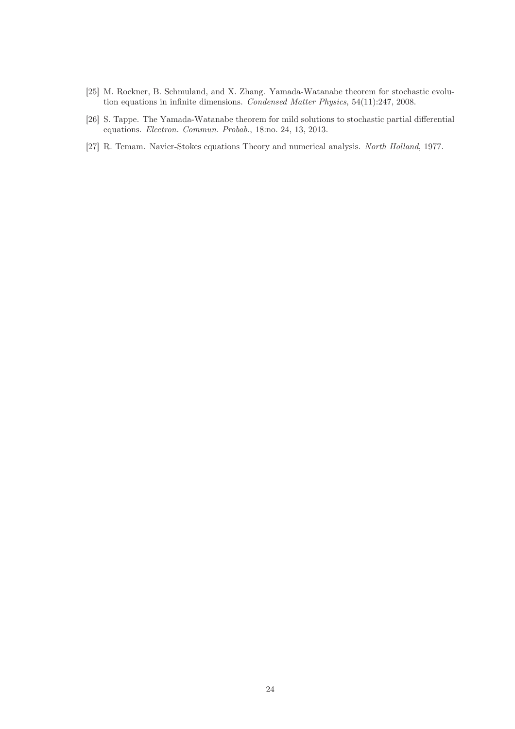[25] M. Rockner, B. Schmuland, and X. Zhang. Yamada-Watanabe theorem for stochastic evolution equations in infinite dimensions. *Condensed Matter Physics*, 54(11):247, 2008.

[26] S. Tappe. The Yamada-Watanabe theorem for mild solutions to stochastic partial differential equations. *Electron. Commun. Probab.*, 18:no. 24, 13, 2013.

[27] R. Temam. Navier-Stokes equations Theory and numerical analysis. *North Holland*, 1977.